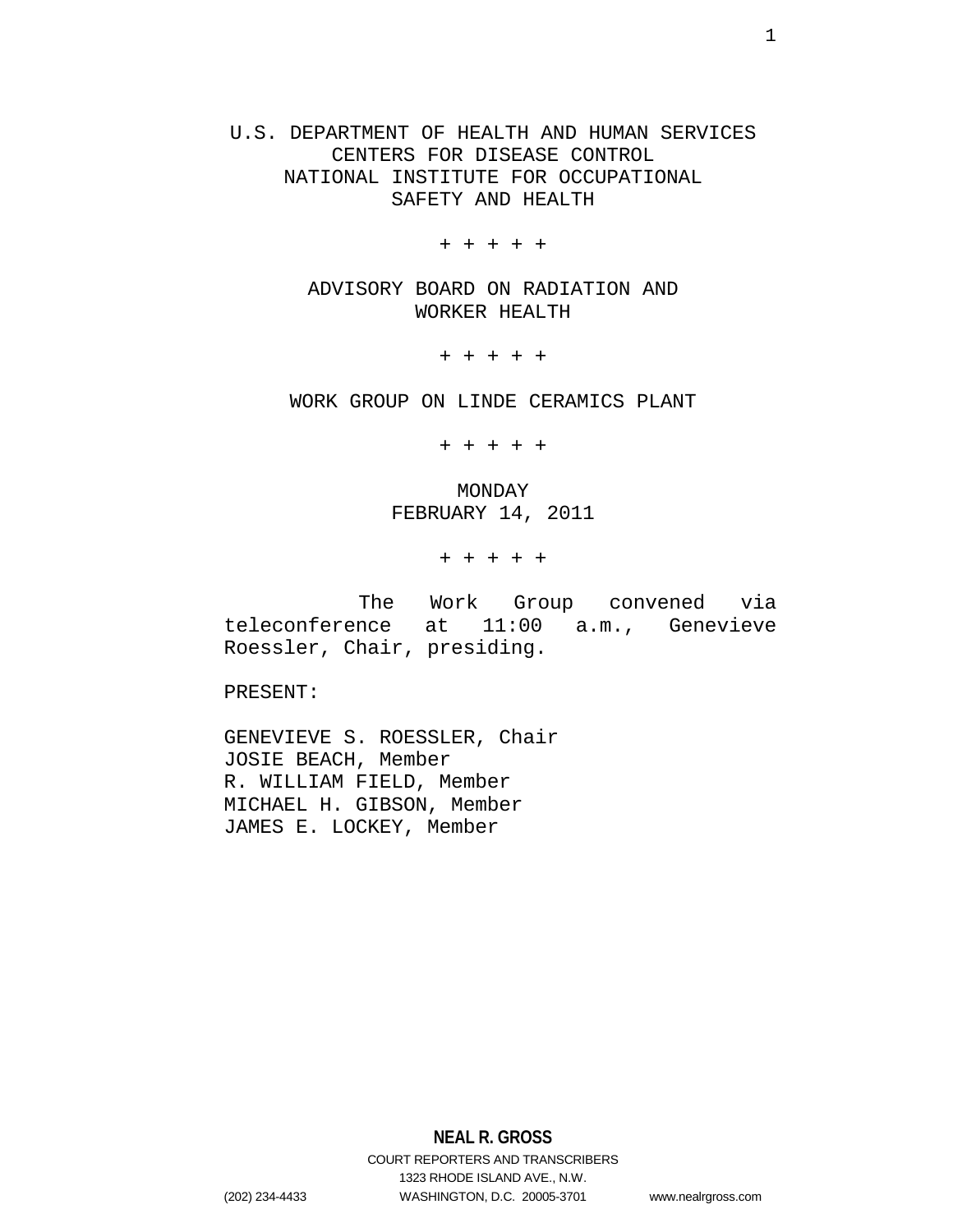U.S. DEPARTMENT OF HEALTH AND HUMAN SERVICES
CENTERS FOR DISEASE CONTROL
NATIONAL INSTITUTE FOR OCCUPATIONAL
SAFETY AND HEALTH

+ + + + +

ADVISORY BOARD ON RADIATION AND
WORKER HEALTH

+ + + + +

WORK GROUP ON LINDE CERAMICS PLANT

+ + + + +

MONDAY
FEBRUARY 14, 2011

+ + + + +

The Work Group convened via teleconference at 11:00 a.m., Genevieve Roessler, Chair, presiding.

PRESENT:

GENEVIEVE S. ROESSLER, Chair
JOSIE BEACH, Member
R. WILLIAM FIELD, Member
MICHAEL H. GIBSON, Member
JAMES E. LOCKEY, Member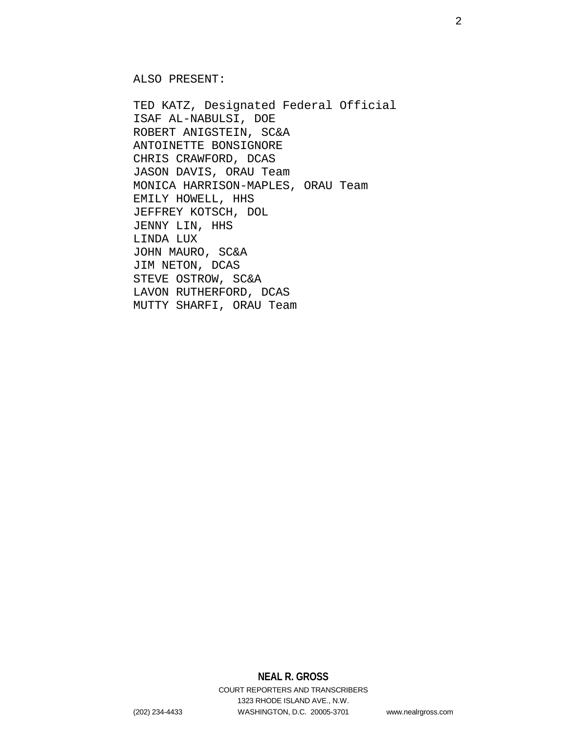ALSO PRESENT:

TED KATZ, Designated Federal Official
ISAF AL-NABULSI, DOE
ROBERT ANIGSTEIN, SC&A
ANTOINETTE BONSIGNORE
CHRIS CRAWFORD, DCAS
JASON DAVIS, ORAU Team
MONICA HARRISON-MAPLES, ORAU Team
EMILY HOWELL, HHS
JEFFREY KOTSCH, DOL
JENNY LIN, HHS
LINDA LUX
JOHN MAURO, SC&A
JIM NETON, DCAS
STEVE OSTROW, SC&A
LAVON RUTHERFORD, DCAS
MUTTY SHARFI, ORAU Team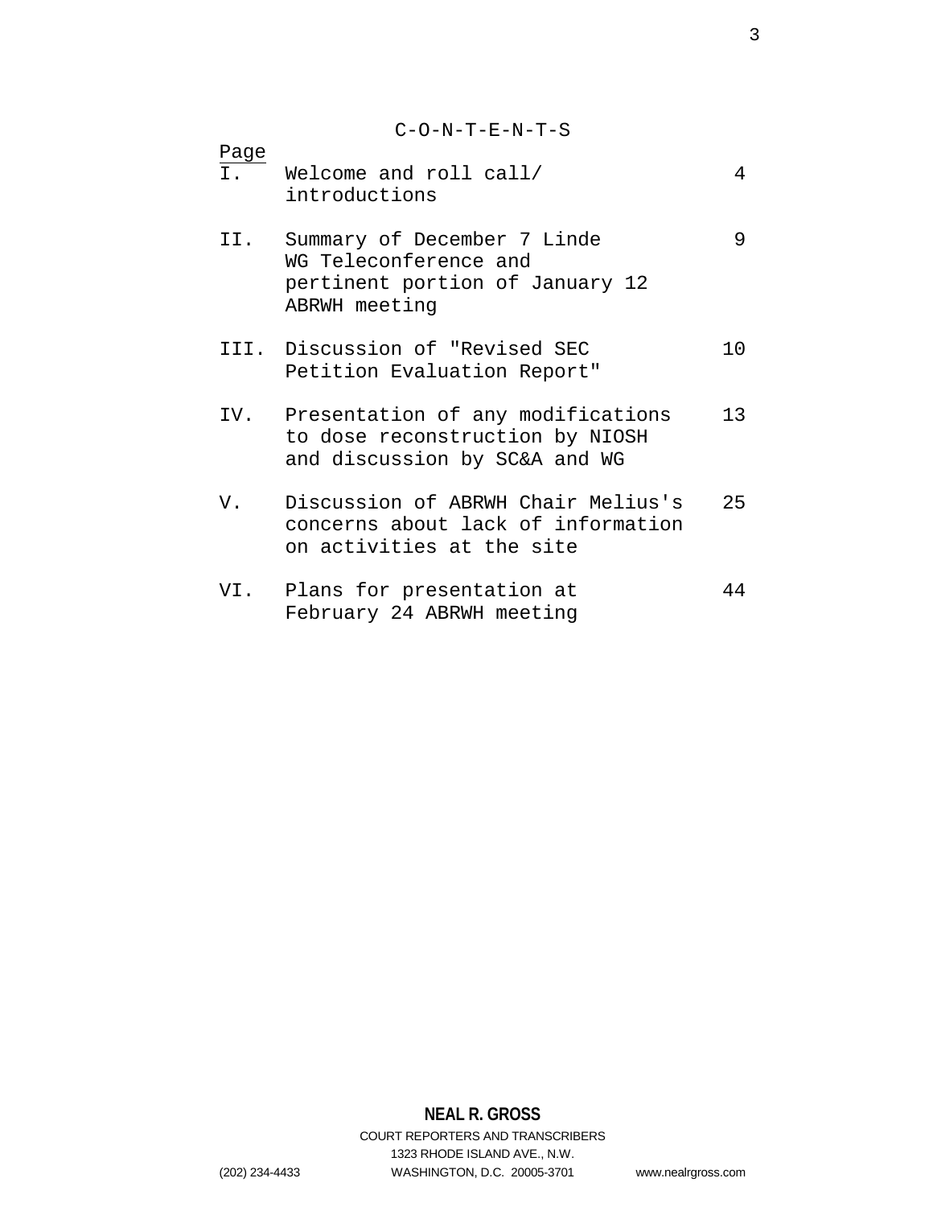C-O-N-T-E-N-T-S

| | | Page |
|---|---|---|
| I. | Welcome and roll call/ introductions | 4 |
| II. | Summary of December 7 Linde WG Teleconference and pertinent portion of January 12 ABRWH meeting | 9 |
| III. | Discussion of "Revised SEC Petition Evaluation Report" | 10 |
| IV. | Presentation of any modifications to dose reconstruction by NIOSH and discussion by SC&A and WG | 13 |
| V. | Discussion of ABRWH Chair Melius's concerns about lack of information on activities at the site | 25 |
| VI. | Plans for presentation at February 24 ABRWH meeting | 44 |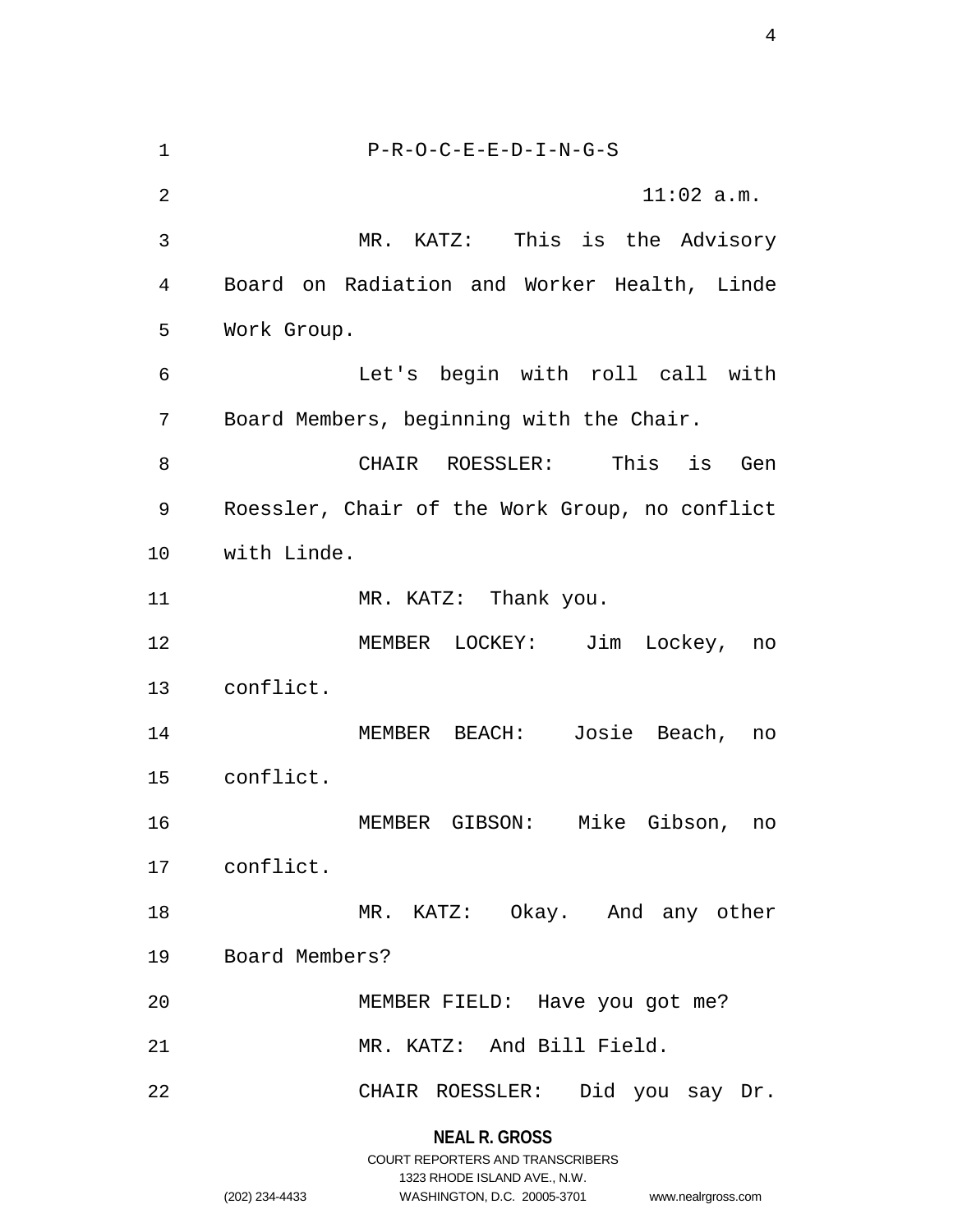P-R-O-C-E-E-D-I-N-G-S

11:02 a.m.

MR. KATZ: This is the Advisory Board on Radiation and Worker Health, Linde Work Group.

Let's begin with roll call with Board Members, beginning with the Chair.

CHAIR ROESSLER: This is Gen Roessler, Chair of the Work Group, no conflict with Linde.

MR. KATZ: Thank you.

MEMBER LOCKEY: Jim Lockey, no conflict.

MEMBER BEACH: Josie Beach, no conflict.

MEMBER GIBSON: Mike Gibson, no conflict.

MR. KATZ: Okay. And any other Board Members?

MEMBER FIELD: Have you got me?

MR. KATZ: And Bill Field.

CHAIR ROESSLER: Did you say Dr.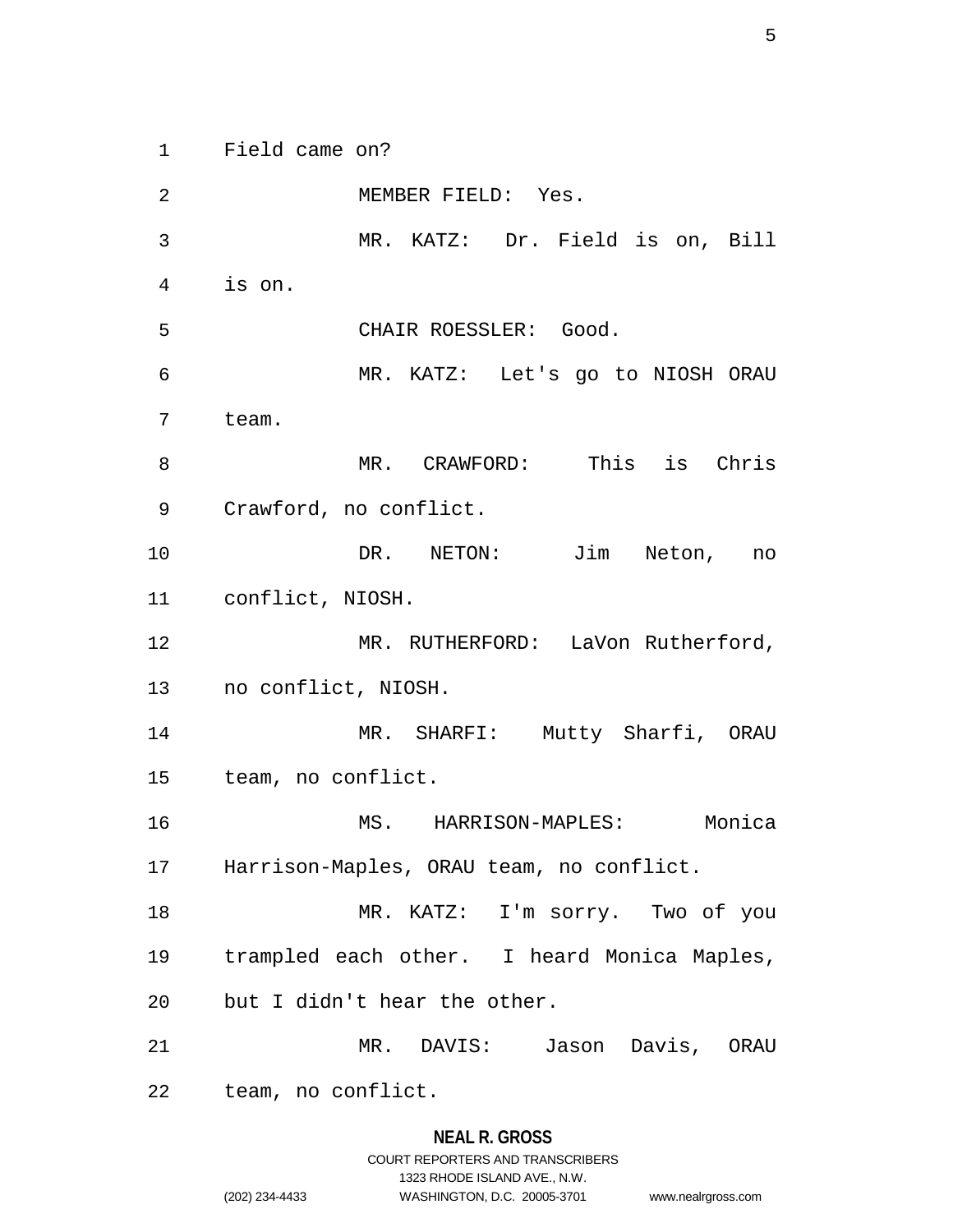Field came on?

MEMBER FIELD: Yes.

MR. KATZ: Dr. Field is on, Bill is on.

CHAIR ROESSLER: Good.

MR. KATZ: Let's go to NIOSH ORAU team.

MR. CRAWFORD: This is Chris Crawford, no conflict.

DR. NETON: Jim Neton, no conflict, NIOSH.

MR. RUTHERFORD: LaVon Rutherford, no conflict, NIOSH.

MR. SHARFI: Mutty Sharfi, ORAU team, no conflict.

MS. HARRISON-MAPLES: Monica Harrison-Maples, ORAU team, no conflict.

MR. KATZ: I'm sorry. Two of you trampled each other. I heard Monica Maples, but I didn't hear the other.

MR. DAVIS: Jason Davis, ORAU team, no conflict.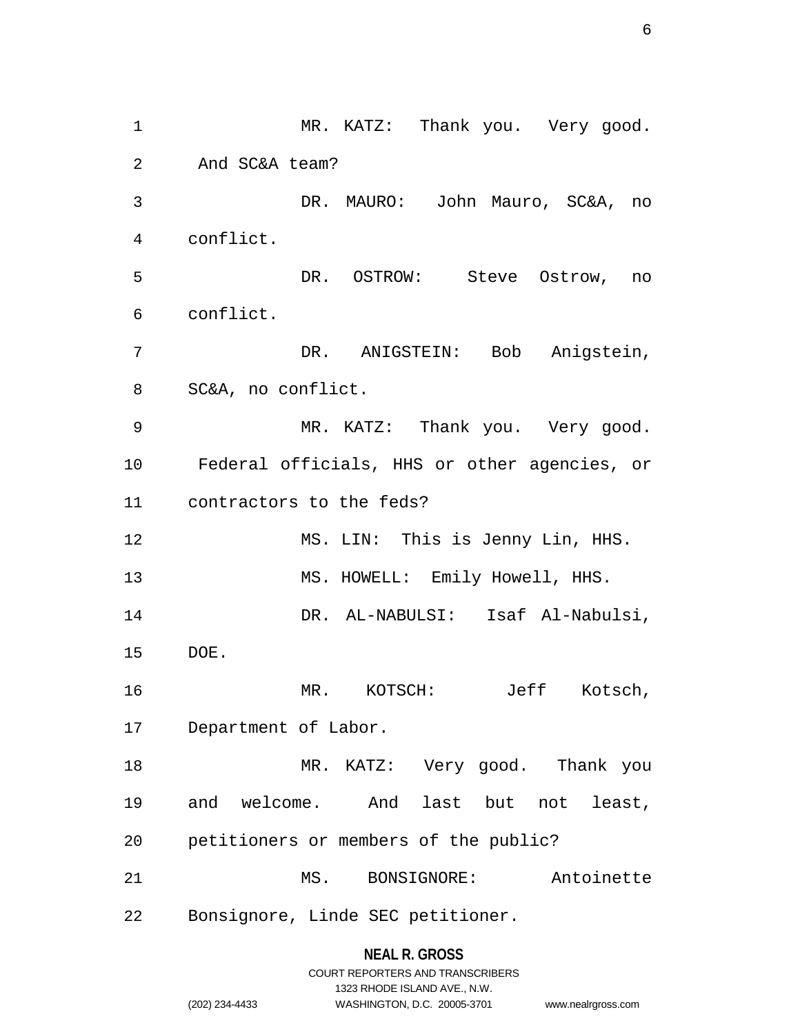MR. KATZ: Thank you. Very good. And SC&A team?

DR. MAURO: John Mauro, SC&A, no conflict.

DR. OSTROW: Steve Ostrow, no conflict.

DR. ANIGSTEIN: Bob Anigstein, SC&A, no conflict.

MR. KATZ: Thank you. Very good. Federal officials, HHS or other agencies, or contractors to the feds?

MS. LIN: This is Jenny Lin, HHS.

MS. HOWELL: Emily Howell, HHS.

DR. AL-NABULSI: Isaf Al-Nabulsi, DOE.

MR. KOTSCH: Jeff Kotsch, Department of Labor.

MR. KATZ: Very good. Thank you and welcome. And last but not least, petitioners or members of the public?

MS. BONSIGNORE: Antoinette Bonsignore, Linde SEC petitioner.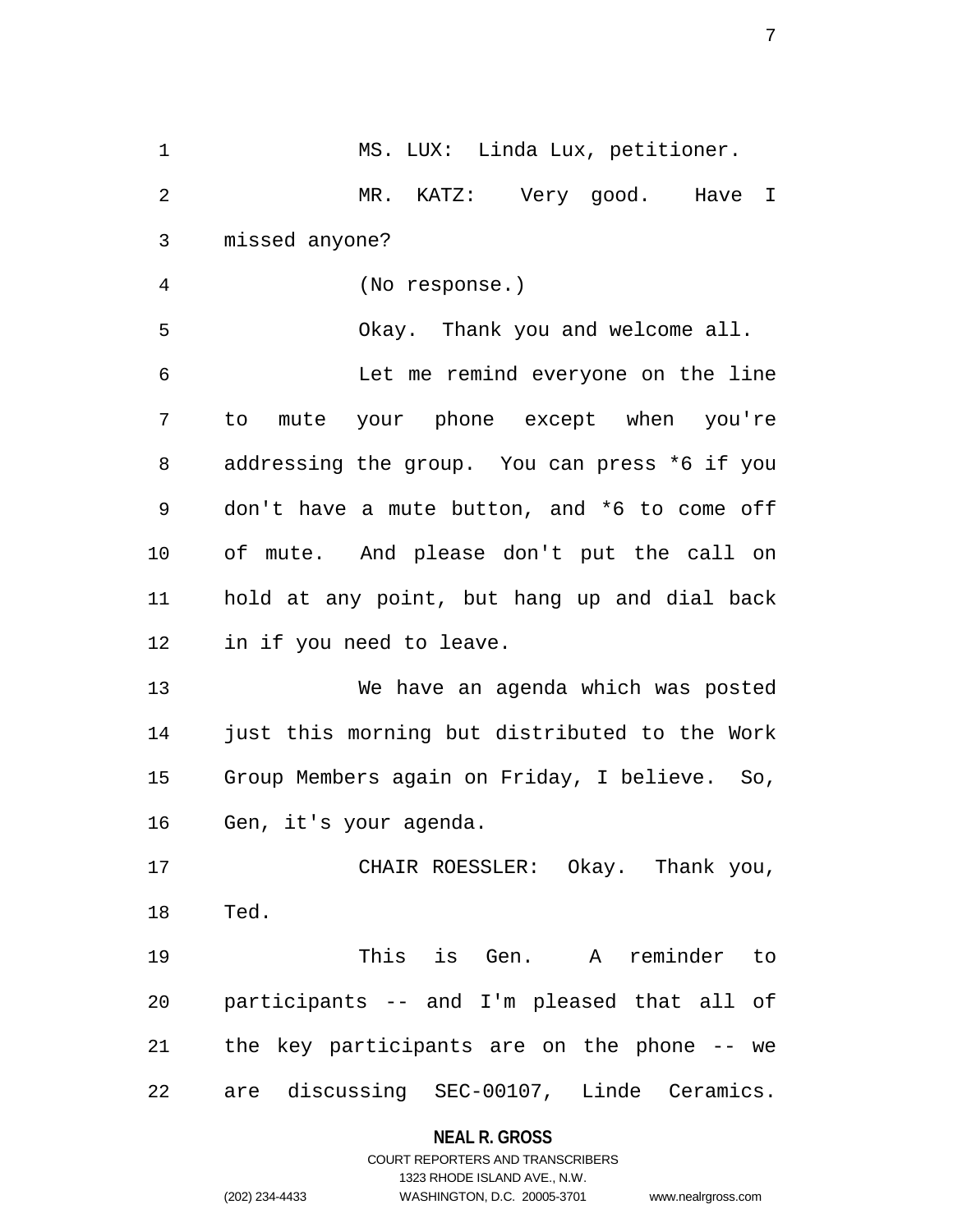MS. LUX: Linda Lux, petitioner.

MR. KATZ: Very good. Have I missed anyone?

(No response.)

Okay. Thank you and welcome all.

Let me remind everyone on the line to mute your phone except when you're addressing the group. You can press *6 if you don't have a mute button, and *6 to come off of mute. And please don't put the call on hold at any point, but hang up and dial back in if you need to leave.

We have an agenda which was posted just this morning but distributed to the Work Group Members again on Friday, I believe. So, Gen, it's your agenda.

CHAIR ROESSLER: Okay. Thank you, Ted.

This is Gen. A reminder to participants -- and I'm pleased that all of the key participants are on the phone -- we are discussing SEC-00107, Linde Ceramics.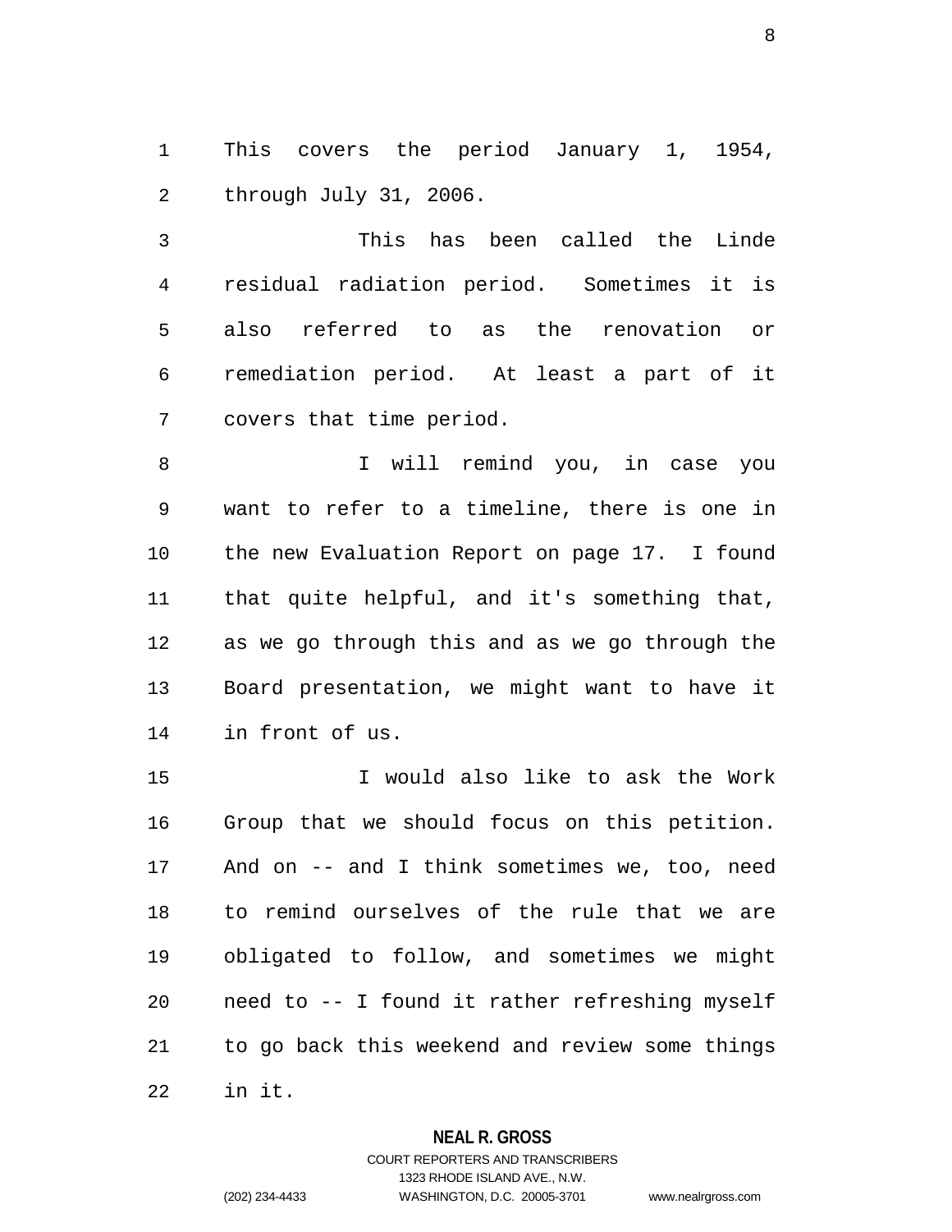This covers the period January 1, 1954, through July 31, 2006.

This has been called the Linde residual radiation period. Sometimes it is also referred to as the renovation or remediation period. At least a part of it covers that time period.

I will remind you, in case you want to refer to a timeline, there is one in the new Evaluation Report on page 17. I found that quite helpful, and it's something that, as we go through this and as we go through the Board presentation, we might want to have it in front of us.

I would also like to ask the Work Group that we should focus on this petition. And on -- and I think sometimes we, too, need to remind ourselves of the rule that we are obligated to follow, and sometimes we might need to -- I found it rather refreshing myself to go back this weekend and review some things in it.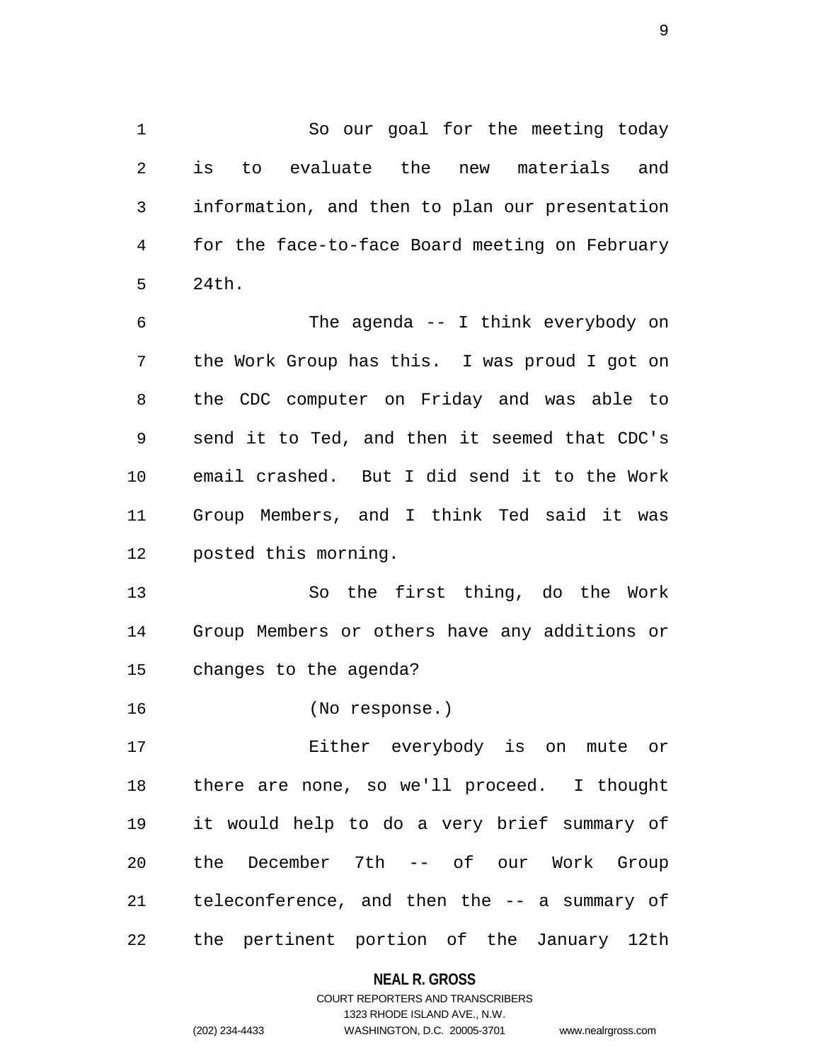So our goal for the meeting today is to evaluate the new materials and information, and then to plan our presentation for the face-to-face Board meeting on February 24th.

The agenda -- I think everybody on the Work Group has this. I was proud I got on the CDC computer on Friday and was able to send it to Ted, and then it seemed that CDC's email crashed. But I did send it to the Work Group Members, and I think Ted said it was posted this morning.

So the first thing, do the Work Group Members or others have any additions or changes to the agenda?

(No response.)

Either everybody is on mute or there are none, so we'll proceed. I thought it would help to do a very brief summary of the December 7th -- of our Work Group teleconference, and then the -- a summary of the pertinent portion of the January 12th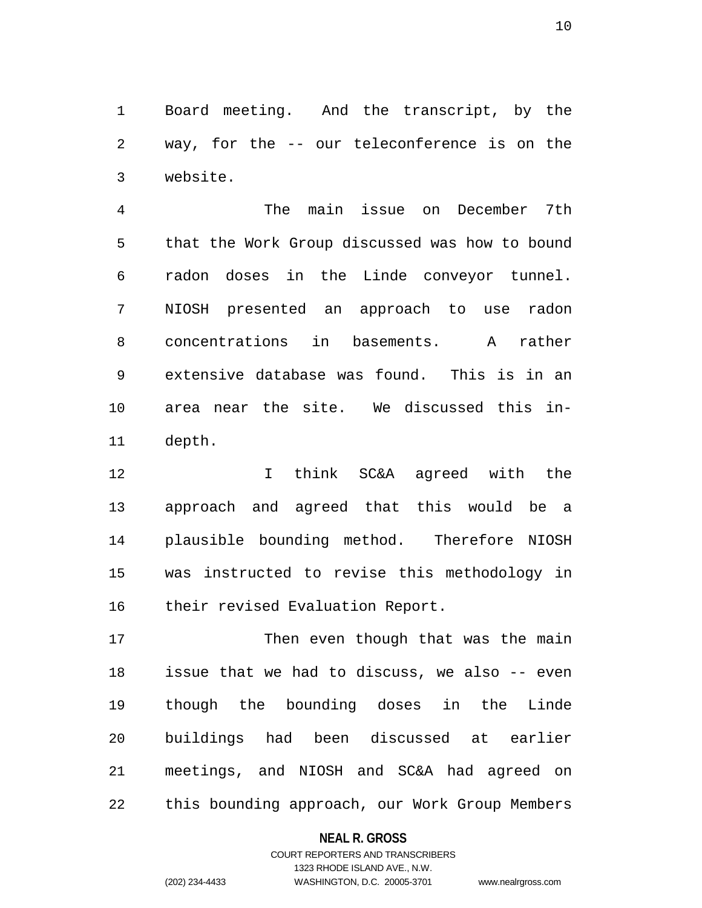Board meeting. And the transcript, by the way, for the -- our teleconference is on the website.

The main issue on December 7th that the Work Group discussed was how to bound radon doses in the Linde conveyor tunnel. NIOSH presented an approach to use radon concentrations in basements. A rather extensive database was found. This is in an area near the site. We discussed this in-depth.

I think SC&A agreed with the approach and agreed that this would be a plausible bounding method. Therefore NIOSH was instructed to revise this methodology in their revised Evaluation Report.

Then even though that was the main issue that we had to discuss, we also -- even though the bounding doses in the Linde buildings had been discussed at earlier meetings, and NIOSH and SC&A had agreed on this bounding approach, our Work Group Members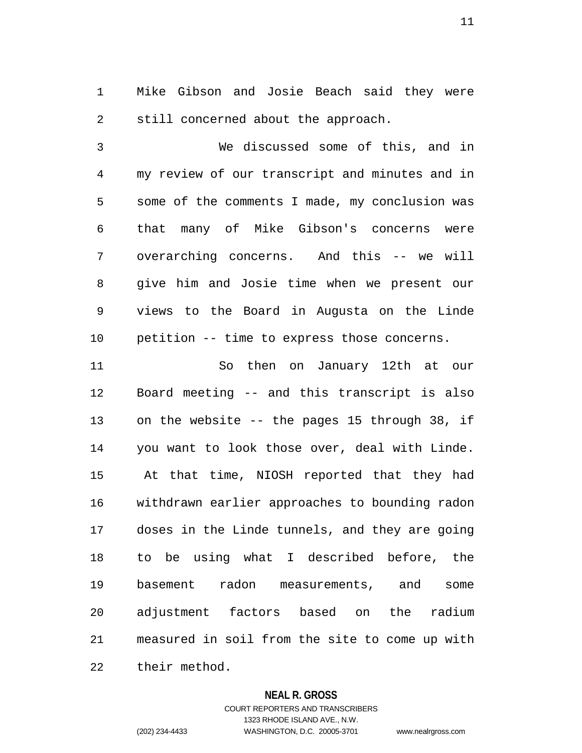Mike Gibson and Josie Beach said they were still concerned about the approach.

We discussed some of this, and in my review of our transcript and minutes and in some of the comments I made, my conclusion was that many of Mike Gibson's concerns were overarching concerns. And this -- we will give him and Josie time when we present our views to the Board in Augusta on the Linde petition -- time to express those concerns.

So then on January 12th at our Board meeting -- and this transcript is also on the website -- the pages 15 through 38, if you want to look those over, deal with Linde. At that time, NIOSH reported that they had withdrawn earlier approaches to bounding radon doses in the Linde tunnels, and they are going to be using what I described before, the basement radon measurements, and some adjustment factors based on the radium measured in soil from the site to come up with their method.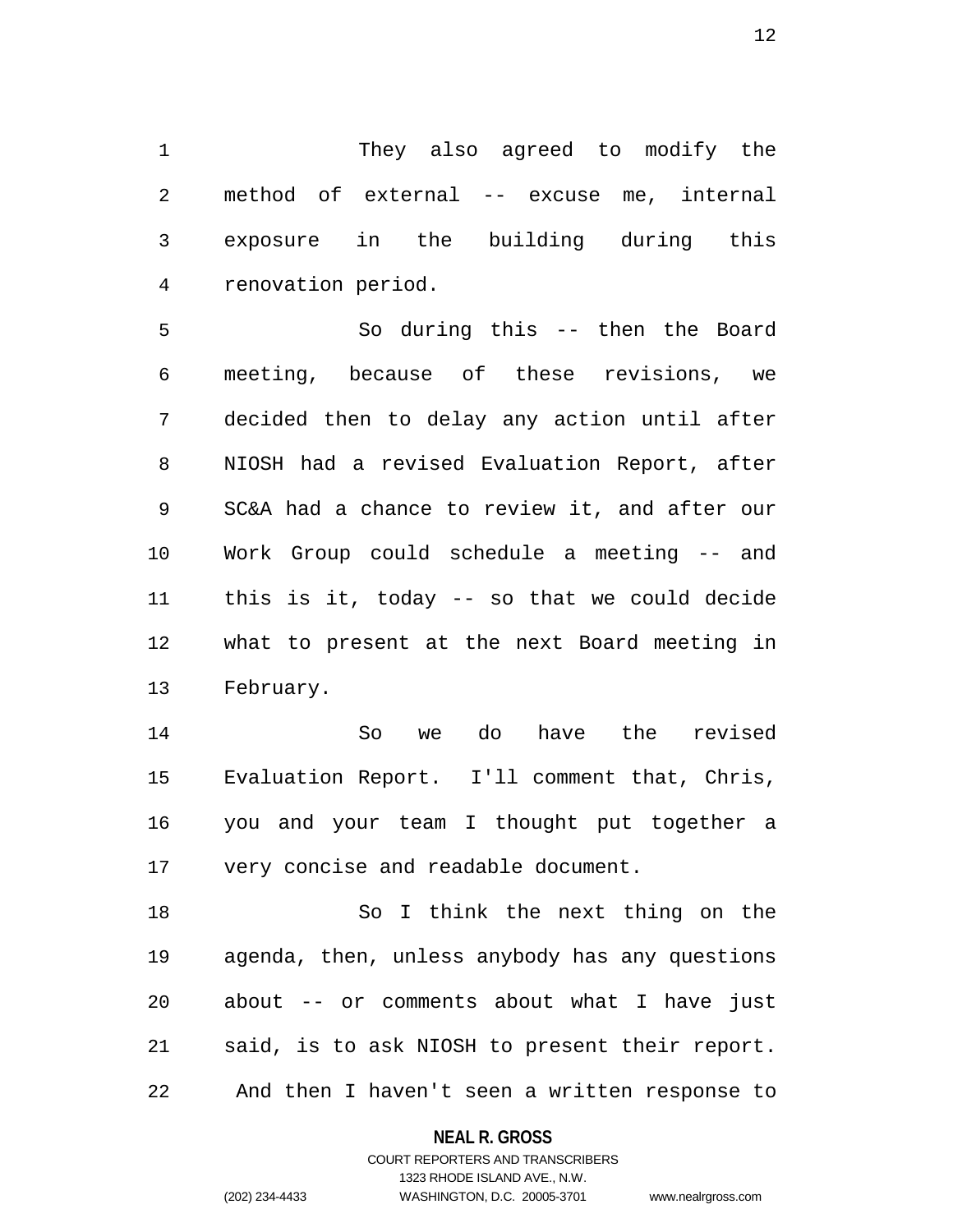They also agreed to modify the method of external -- excuse me, internal exposure in the building during this renovation period.

So during this -- then the Board meeting, because of these revisions, we decided then to delay any action until after NIOSH had a revised Evaluation Report, after SC&A had a chance to review it, and after our Work Group could schedule a meeting -- and this is it, today -- so that we could decide what to present at the next Board meeting in February.

So we do have the revised Evaluation Report. I'll comment that, Chris, you and your team I thought put together a very concise and readable document.

So I think the next thing on the agenda, then, unless anybody has any questions about -- or comments about what I have just said, is to ask NIOSH to present their report. And then I haven't seen a written response to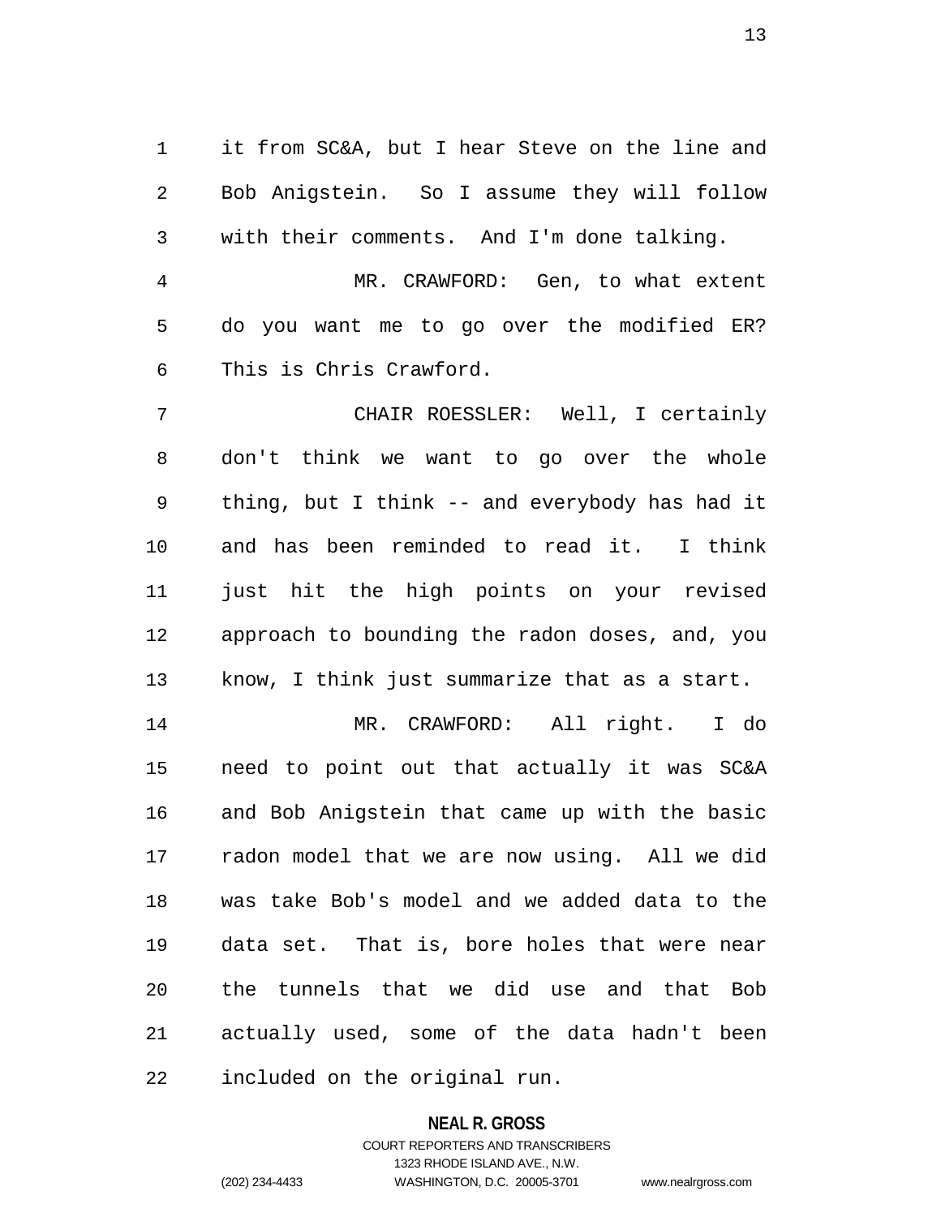it from SC&A, but I hear Steve on the line and Bob Anigstein. So I assume they will follow with their comments. And I'm done talking.

MR. CRAWFORD: Gen, to what extent do you want me to go over the modified ER? This is Chris Crawford.

CHAIR ROESSLER: Well, I certainly don't think we want to go over the whole thing, but I think -- and everybody has had it and has been reminded to read it. I think just hit the high points on your revised approach to bounding the radon doses, and, you know, I think just summarize that as a start.

MR. CRAWFORD: All right. I do need to point out that actually it was SC&A and Bob Anigstein that came up with the basic radon model that we are now using. All we did was take Bob's model and we added data to the data set. That is, bore holes that were near the tunnels that we did use and that Bob actually used, some of the data hadn't been included on the original run.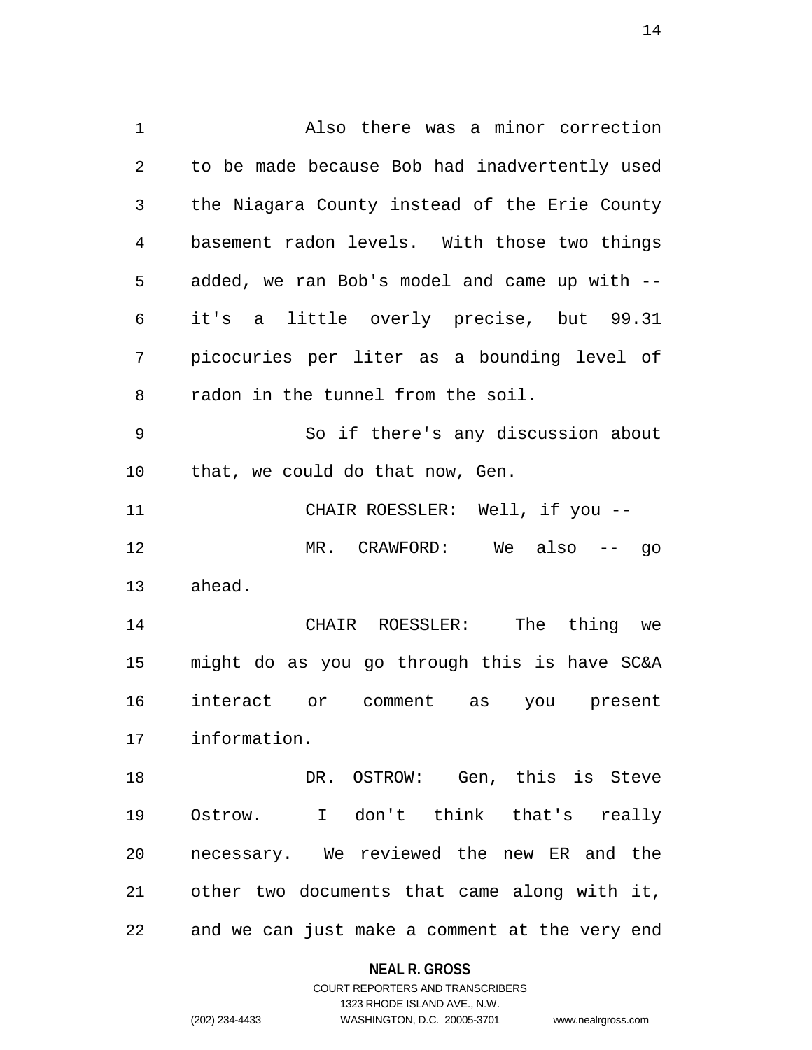Also there was a minor correction to be made because Bob had inadvertently used the Niagara County instead of the Erie County basement radon levels. With those two things added, we ran Bob's model and came up with -- it's a little overly precise, but 99.31 picocuries per liter as a bounding level of radon in the tunnel from the soil.

So if there's any discussion about that, we could do that now, Gen.

CHAIR ROESSLER: Well, if you --

MR. CRAWFORD: We also -- go ahead.

CHAIR ROESSLER: The thing we might do as you go through this is have SC&A interact or comment as you present information.

DR. OSTROW: Gen, this is Steve Ostrow. I don't think that's really necessary. We reviewed the new ER and the other two documents that came along with it, and we can just make a comment at the very end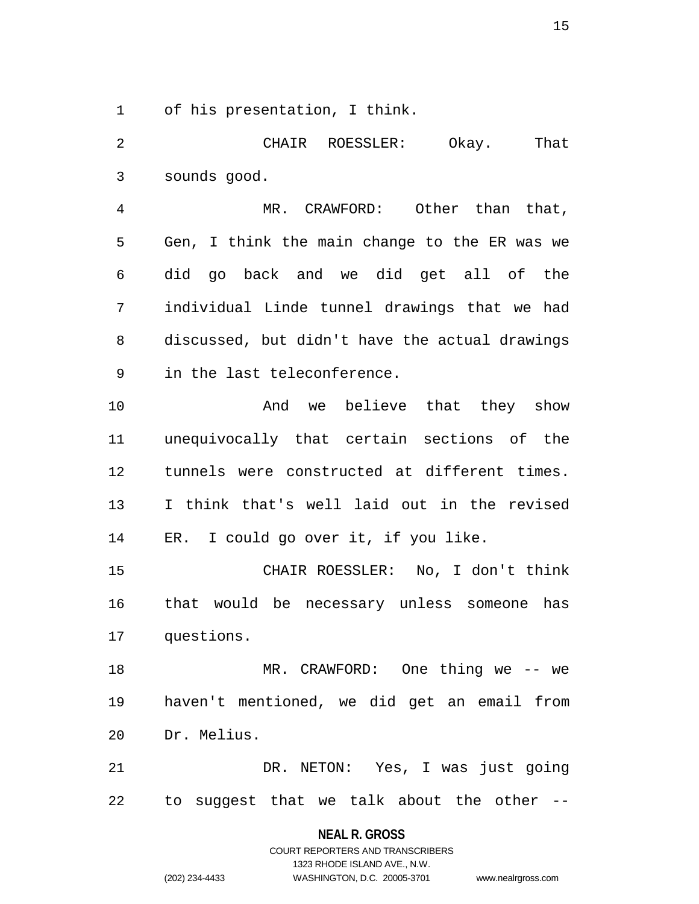of his presentation, I think.

CHAIR ROESSLER: Okay. That sounds good.

MR. CRAWFORD: Other than that, Gen, I think the main change to the ER was we did go back and we did get all of the individual Linde tunnel drawings that we had discussed, but didn't have the actual drawings in the last teleconference.

And we believe that they show unequivocally that certain sections of the tunnels were constructed at different times. I think that's well laid out in the revised ER. I could go over it, if you like.

CHAIR ROESSLER: No, I don't think that would be necessary unless someone has questions.

MR. CRAWFORD: One thing we -- we haven't mentioned, we did get an email from Dr. Melius.

DR. NETON: Yes, I was just going to suggest that we talk about the other --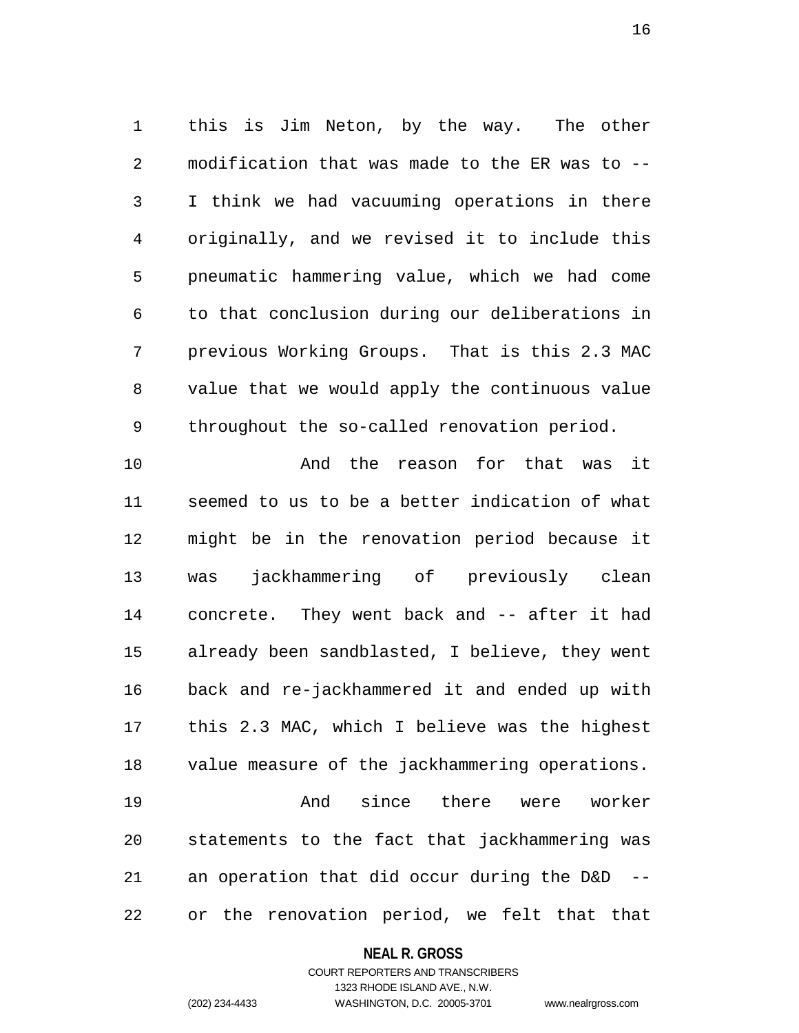this is Jim Neton, by the way. The other modification that was made to the ER was to -- I think we had vacuuming operations in there originally, and we revised it to include this pneumatic hammering value, which we had come to that conclusion during our deliberations in previous Working Groups. That is this 2.3 MAC value that we would apply the continuous value throughout the so-called renovation period.

And the reason for that was it seemed to us to be a better indication of what might be in the renovation period because it was jackhammering of previously clean concrete. They went back and -- after it had already been sandblasted, I believe, they went back and re-jackhammered it and ended up with this 2.3 MAC, which I believe was the highest value measure of the jackhammering operations.

And since there were worker statements to the fact that jackhammering was an operation that did occur during the D&D -- or the renovation period, we felt that that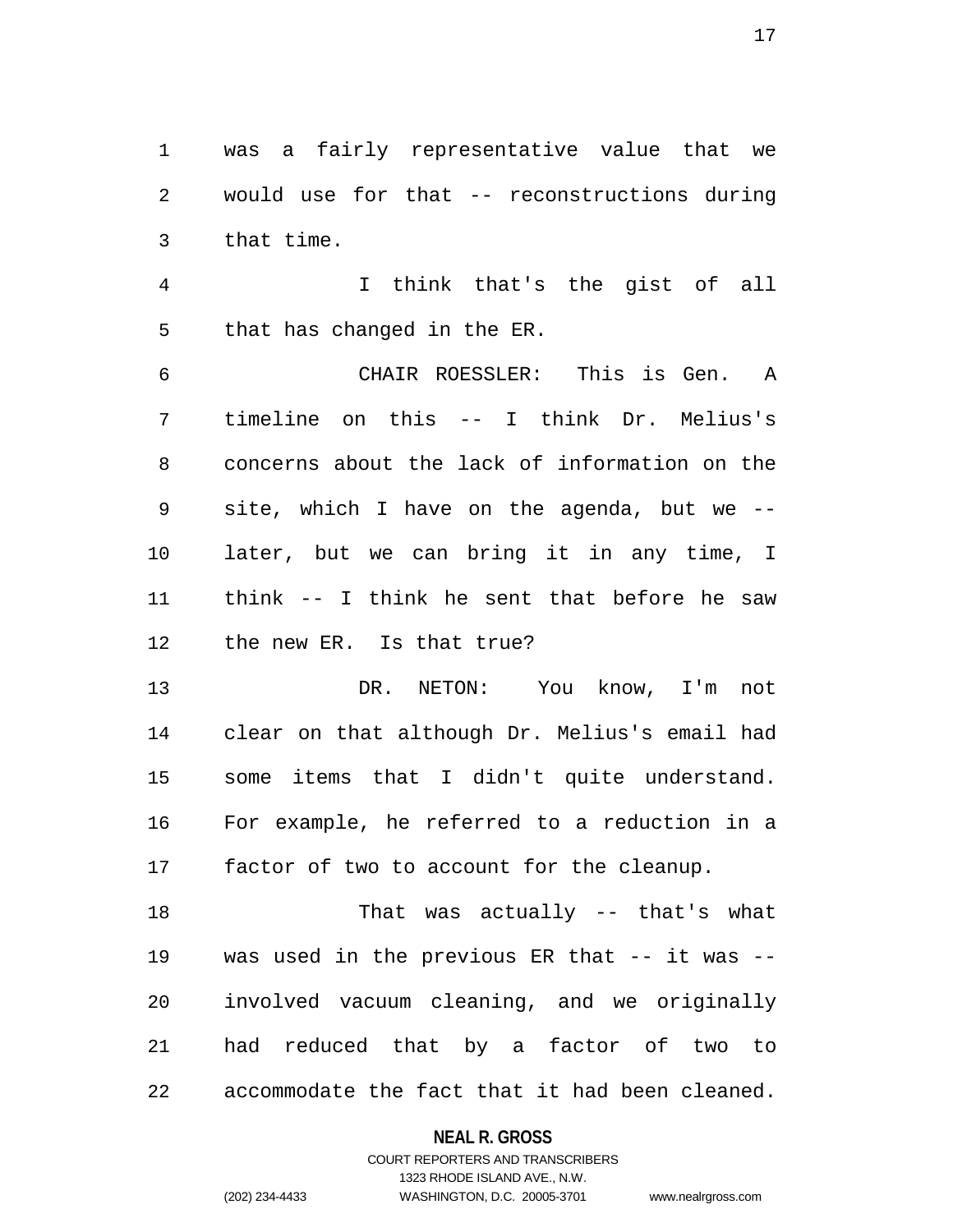was a fairly representative value that we would use for that -- reconstructions during that time.

I think that's the gist of all that has changed in the ER.

CHAIR ROESSLER: This is Gen. A timeline on this -- I think Dr. Melius's concerns about the lack of information on the site, which I have on the agenda, but we -- later, but we can bring it in any time, I think -- I think he sent that before he saw the new ER. Is that true?

DR. NETON: You know, I'm not clear on that although Dr. Melius's email had some items that I didn't quite understand. For example, he referred to a reduction in a factor of two to account for the cleanup.

That was actually -- that's what was used in the previous ER that -- it was -- involved vacuum cleaning, and we originally had reduced that by a factor of two to accommodate the fact that it had been cleaned.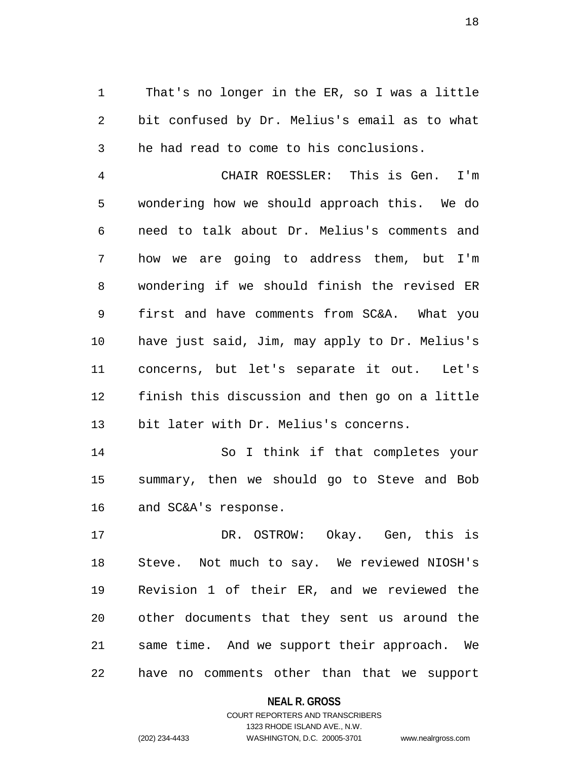That's no longer in the ER, so I was a little bit confused by Dr. Melius's email as to what he had read to come to his conclusions.

CHAIR ROESSLER: This is Gen. I'm wondering how we should approach this. We do need to talk about Dr. Melius's comments and how we are going to address them, but I'm wondering if we should finish the revised ER first and have comments from SC&A. What you have just said, Jim, may apply to Dr. Melius's concerns, but let's separate it out. Let's finish this discussion and then go on a little bit later with Dr. Melius's concerns.

So I think if that completes your summary, then we should go to Steve and Bob and SC&A's response.

DR. OSTROW: Okay. Gen, this is Steve. Not much to say. We reviewed NIOSH's Revision 1 of their ER, and we reviewed the other documents that they sent us around the same time. And we support their approach. We have no comments other than that we support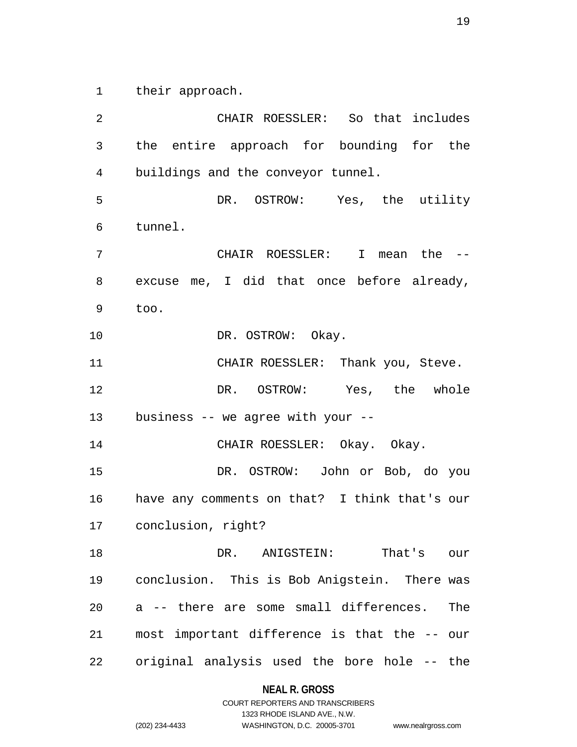their approach.

CHAIR ROESSLER: So that includes the entire approach for bounding for the buildings and the conveyor tunnel.

DR. OSTROW: Yes, the utility tunnel.

CHAIR ROESSLER: I mean the -- excuse me, I did that once before already, too.

DR. OSTROW: Okay.

CHAIR ROESSLER: Thank you, Steve.

DR. OSTROW: Yes, the whole business -- we agree with your --

CHAIR ROESSLER: Okay. Okay.

DR. OSTROW: John or Bob, do you have any comments on that? I think that's our conclusion, right?

DR. ANIGSTEIN: That's our conclusion. This is Bob Anigstein. There was a -- there are some small differences. The most important difference is that the -- our original analysis used the bore hole -- the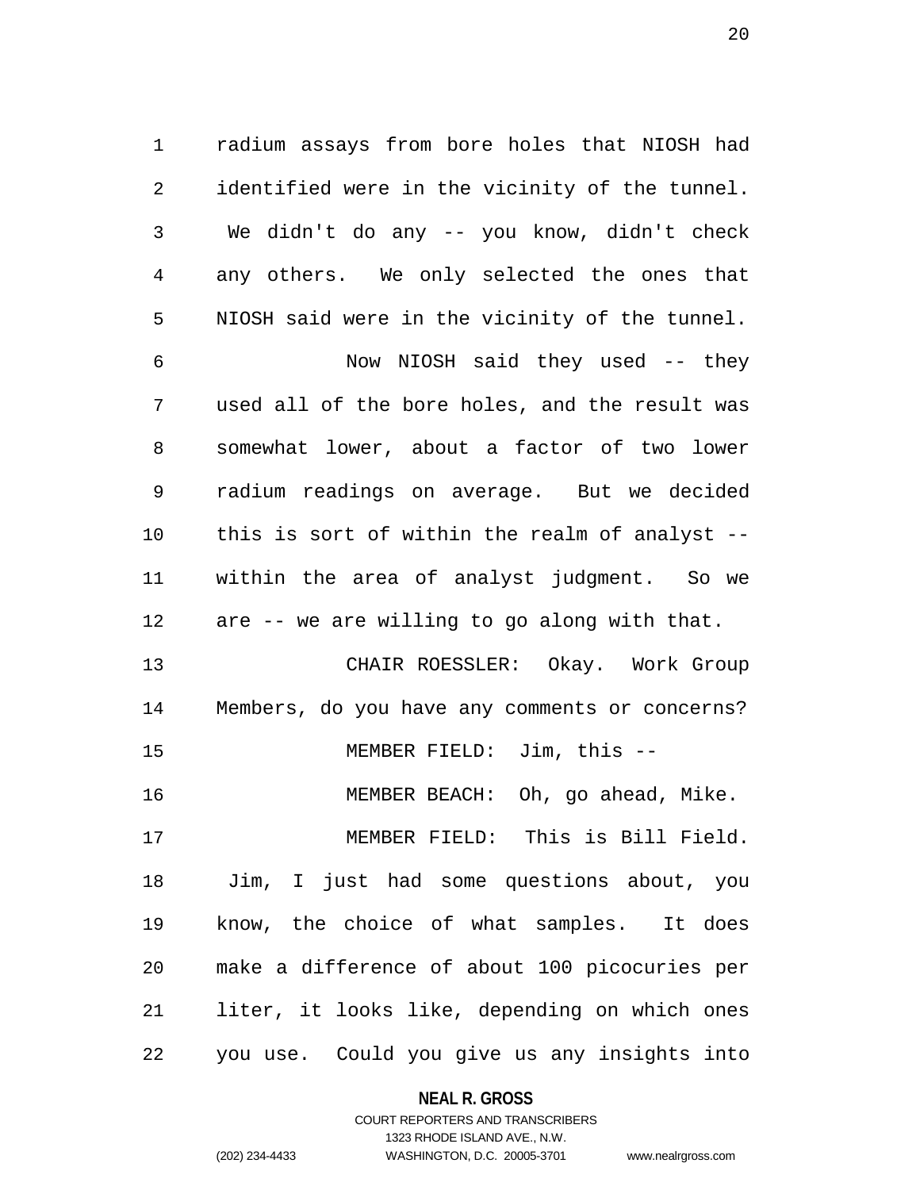radium assays from bore holes that NIOSH had identified were in the vicinity of the tunnel. We didn't do any -- you know, didn't check any others. We only selected the ones that NIOSH said were in the vicinity of the tunnel.

Now NIOSH said they used -- they used all of the bore holes, and the result was somewhat lower, about a factor of two lower radium readings on average. But we decided this is sort of within the realm of analyst -- within the area of analyst judgment. So we are -- we are willing to go along with that.

CHAIR ROESSLER: Okay. Work Group Members, do you have any comments or concerns?

MEMBER FIELD: Jim, this --

MEMBER BEACH: Oh, go ahead, Mike.

MEMBER FIELD: This is Bill Field. Jim, I just had some questions about, you know, the choice of what samples. It does make a difference of about 100 picocuries per liter, it looks like, depending on which ones you use. Could you give us any insights into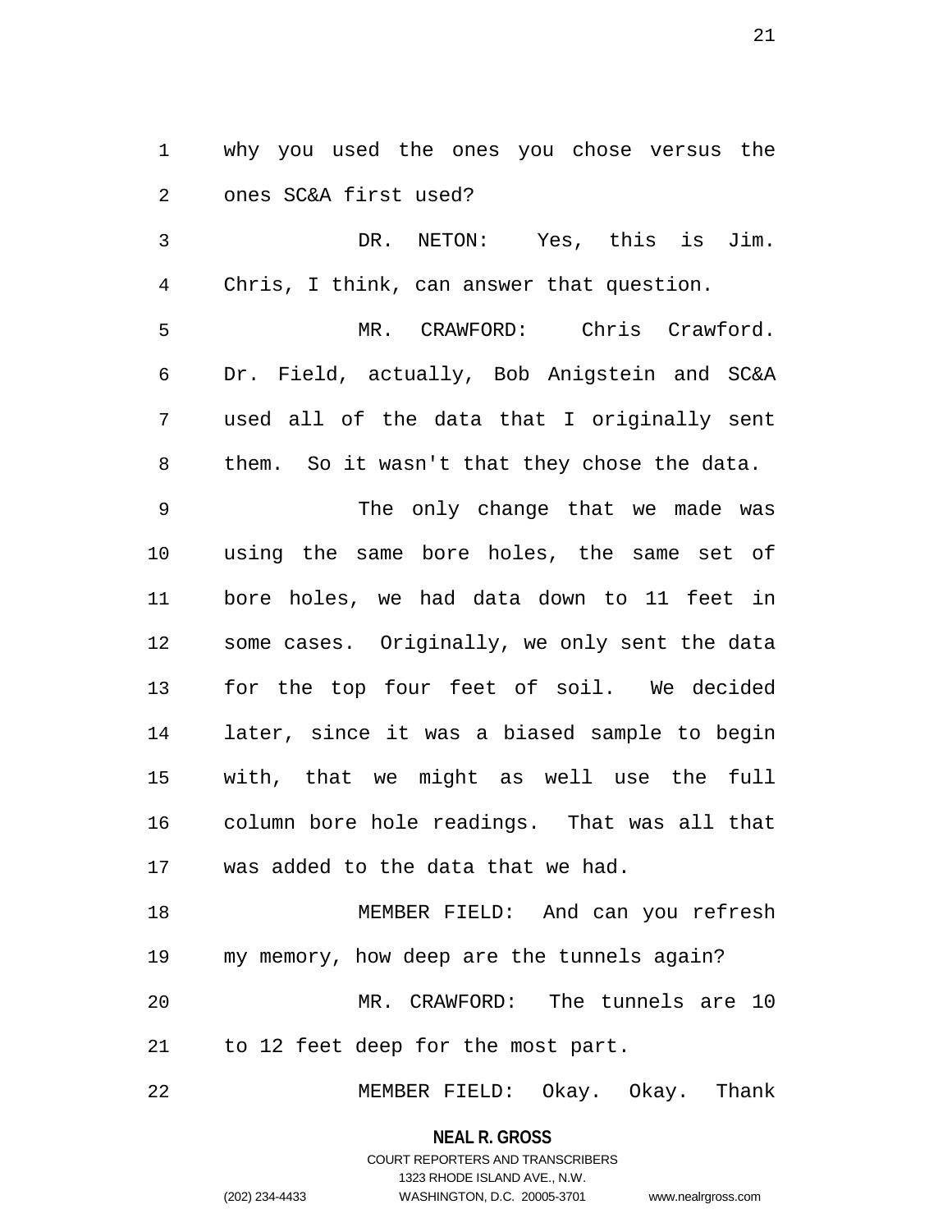why you used the ones you chose versus the ones SC&A first used?

DR. NETON: Yes, this is Jim. Chris, I think, can answer that question.

MR. CRAWFORD: Chris Crawford. Dr. Field, actually, Bob Anigstein and SC&A used all of the data that I originally sent them. So it wasn't that they chose the data.

The only change that we made was using the same bore holes, the same set of bore holes, we had data down to 11 feet in some cases. Originally, we only sent the data for the top four feet of soil. We decided later, since it was a biased sample to begin with, that we might as well use the full column bore hole readings. That was all that was added to the data that we had.

MEMBER FIELD: And can you refresh my memory, how deep are the tunnels again?

MR. CRAWFORD: The tunnels are 10 to 12 feet deep for the most part.

MEMBER FIELD: Okay. Okay. Thank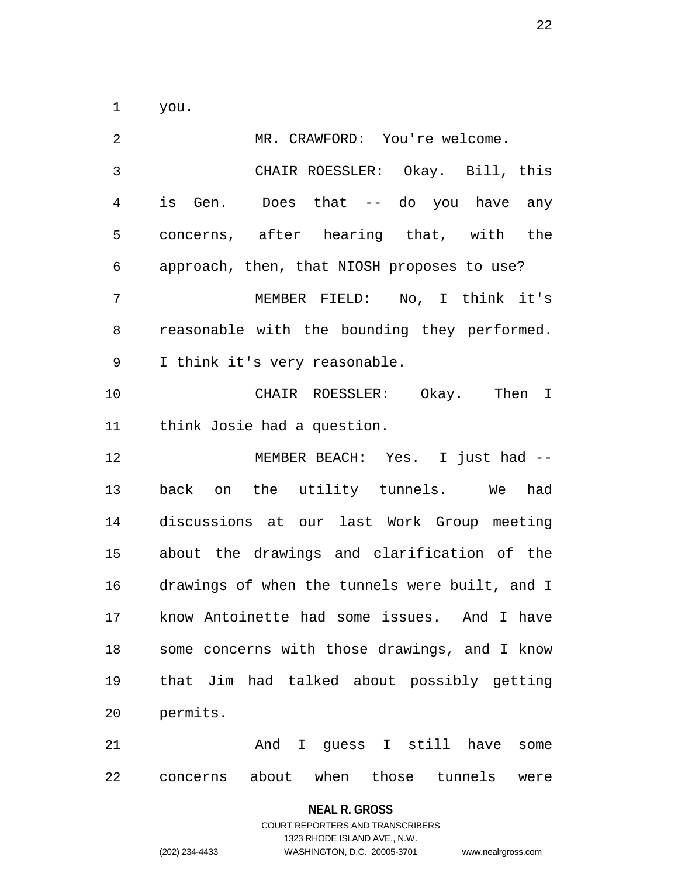you.

MR. CRAWFORD: You're welcome.

CHAIR ROESSLER: Okay. Bill, this is Gen. Does that -- do you have any concerns, after hearing that, with the approach, then, that NIOSH proposes to use?

MEMBER FIELD: No, I think it's reasonable with the bounding they performed. I think it's very reasonable.

CHAIR ROESSLER: Okay. Then I think Josie had a question.

MEMBER BEACH: Yes. I just had -- back on the utility tunnels. We had discussions at our last Work Group meeting about the drawings and clarification of the drawings of when the tunnels were built, and I know Antoinette had some issues. And I have some concerns with those drawings, and I know that Jim had talked about possibly getting permits.

And I guess I still have some concerns about when those tunnels were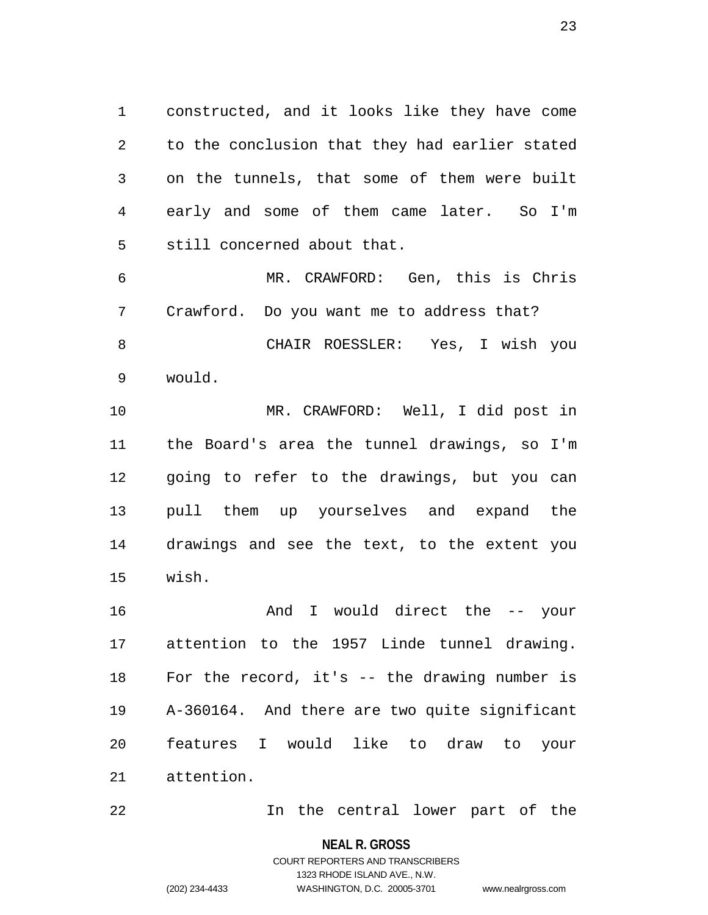constructed, and it looks like they have come to the conclusion that they had earlier stated on the tunnels, that some of them were built early and some of them came later. So I'm still concerned about that.

MR. CRAWFORD: Gen, this is Chris Crawford. Do you want me to address that?

CHAIR ROESSLER: Yes, I wish you would.

MR. CRAWFORD: Well, I did post in the Board's area the tunnel drawings, so I'm going to refer to the drawings, but you can pull them up yourselves and expand the drawings and see the text, to the extent you wish.

And I would direct the -- your attention to the 1957 Linde tunnel drawing. For the record, it's -- the drawing number is A-360164. And there are two quite significant features I would like to draw to your attention.

In the central lower part of the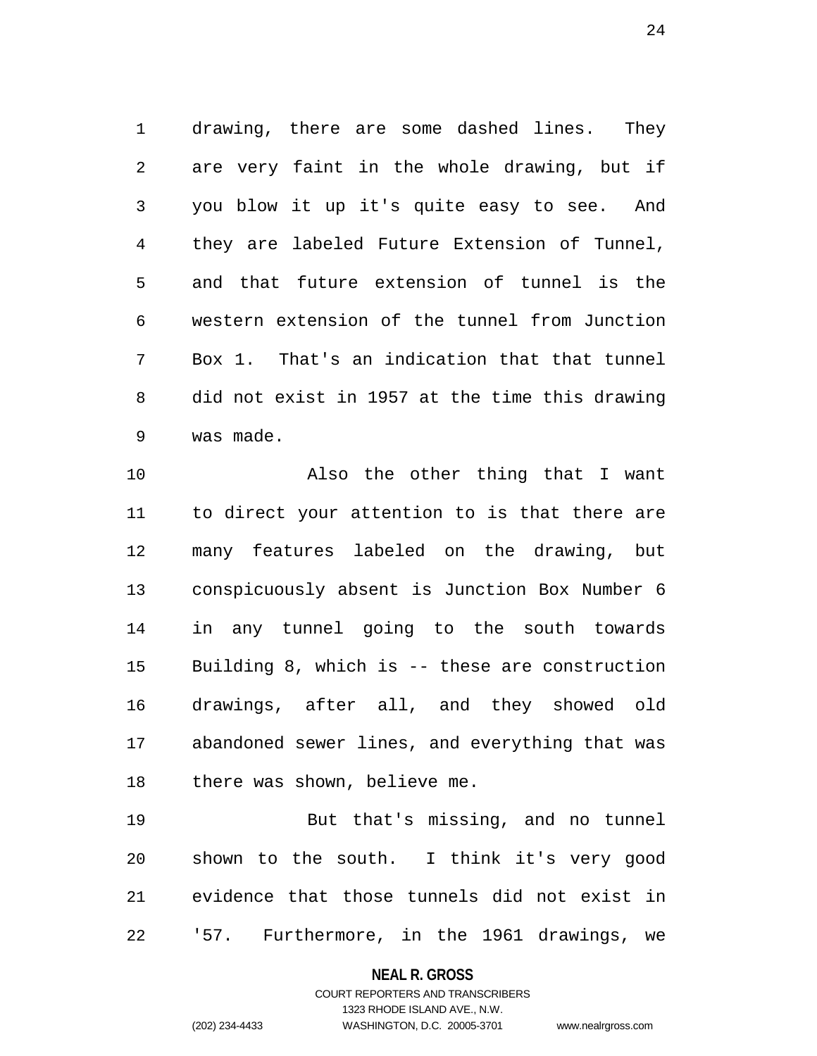drawing, there are some dashed lines. They are very faint in the whole drawing, but if you blow it up it's quite easy to see. And they are labeled Future Extension of Tunnel, and that future extension of tunnel is the western extension of the tunnel from Junction Box 1. That's an indication that that tunnel did not exist in 1957 at the time this drawing was made.

Also the other thing that I want to direct your attention to is that there are many features labeled on the drawing, but conspicuously absent is Junction Box Number 6 in any tunnel going to the south towards Building 8, which is -- these are construction drawings, after all, and they showed old abandoned sewer lines, and everything that was there was shown, believe me.

But that's missing, and no tunnel shown to the south. I think it's very good evidence that those tunnels did not exist in '57. Furthermore, in the 1961 drawings, we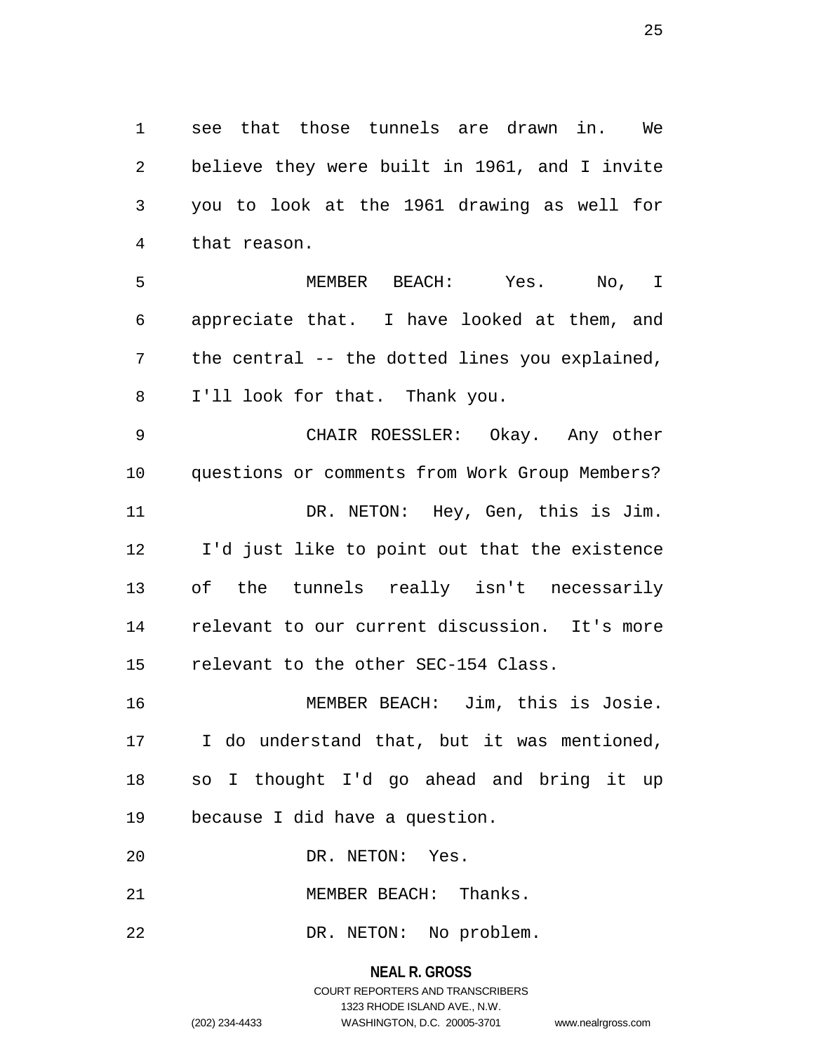see that those tunnels are drawn in. We believe they were built in 1961, and I invite you to look at the 1961 drawing as well for that reason.

MEMBER BEACH: Yes. No, I appreciate that. I have looked at them, and the central -- the dotted lines you explained, I'll look for that. Thank you.

CHAIR ROESSLER: Okay. Any other questions or comments from Work Group Members?

DR. NETON: Hey, Gen, this is Jim. I'd just like to point out that the existence of the tunnels really isn't necessarily relevant to our current discussion. It's more relevant to the other SEC-154 Class.

MEMBER BEACH: Jim, this is Josie. I do understand that, but it was mentioned, so I thought I'd go ahead and bring it up because I did have a question.

DR. NETON: Yes.

MEMBER BEACH: Thanks.

DR. NETON: No problem.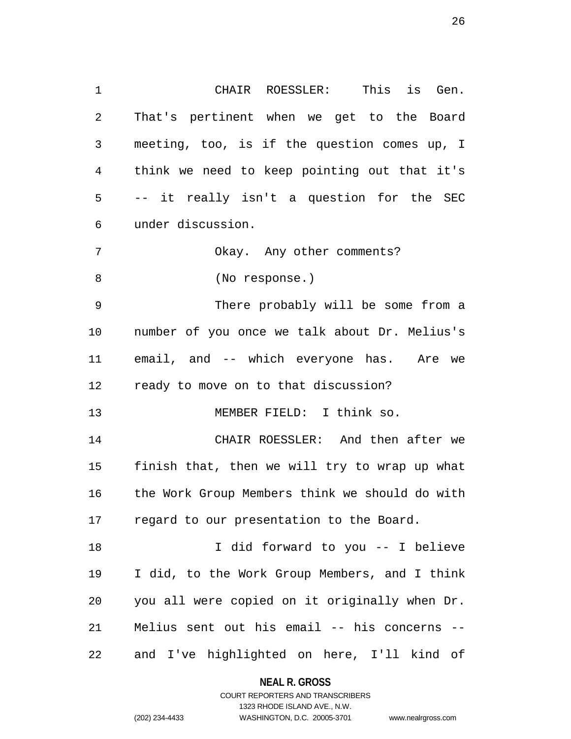CHAIR ROESSLER: This is Gen. That's pertinent when we get to the Board meeting, too, is if the question comes up, I think we need to keep pointing out that it's -- it really isn't a question for the SEC under discussion.

Okay. Any other comments?

(No response.)

There probably will be some from a number of you once we talk about Dr. Melius's email, and -- which everyone has. Are we ready to move on to that discussion?

MEMBER FIELD: I think so.

CHAIR ROESSLER: And then after we finish that, then we will try to wrap up what the Work Group Members think we should do with regard to our presentation to the Board.

I did forward to you -- I believe I did, to the Work Group Members, and I think you all were copied on it originally when Dr. Melius sent out his email -- his concerns -- and I've highlighted on here, I'll kind of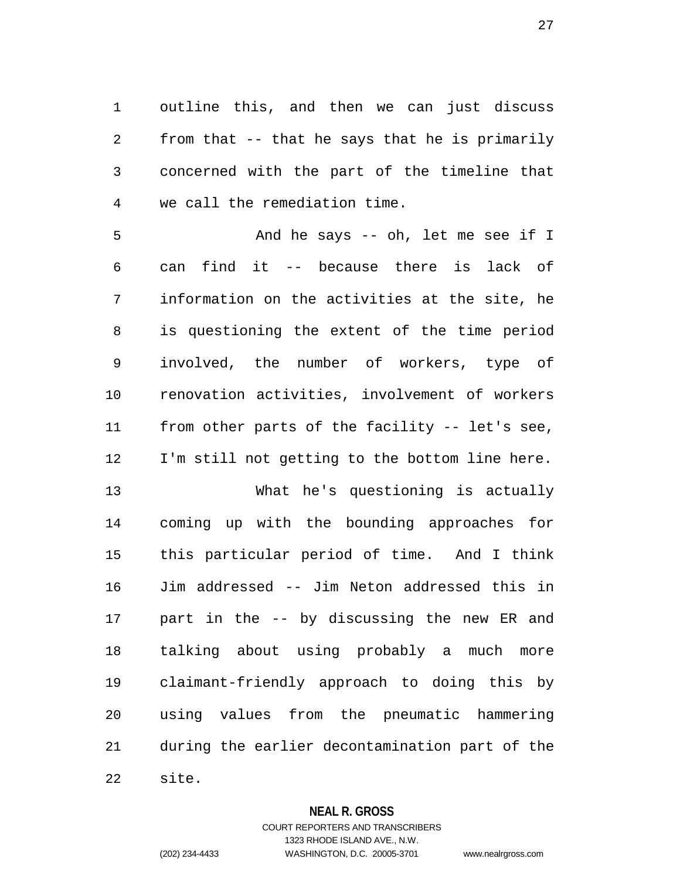outline this, and then we can just discuss from that -- that he says that he is primarily concerned with the part of the timeline that we call the remediation time.

And he says -- oh, let me see if I can find it -- because there is lack of information on the activities at the site, he is questioning the extent of the time period involved, the number of workers, type of renovation activities, involvement of workers from other parts of the facility -- let's see, I'm still not getting to the bottom line here.

What he's questioning is actually coming up with the bounding approaches for this particular period of time. And I think Jim addressed -- Jim Neton addressed this in part in the -- by discussing the new ER and talking about using probably a much more claimant-friendly approach to doing this by using values from the pneumatic hammering during the earlier decontamination part of the site.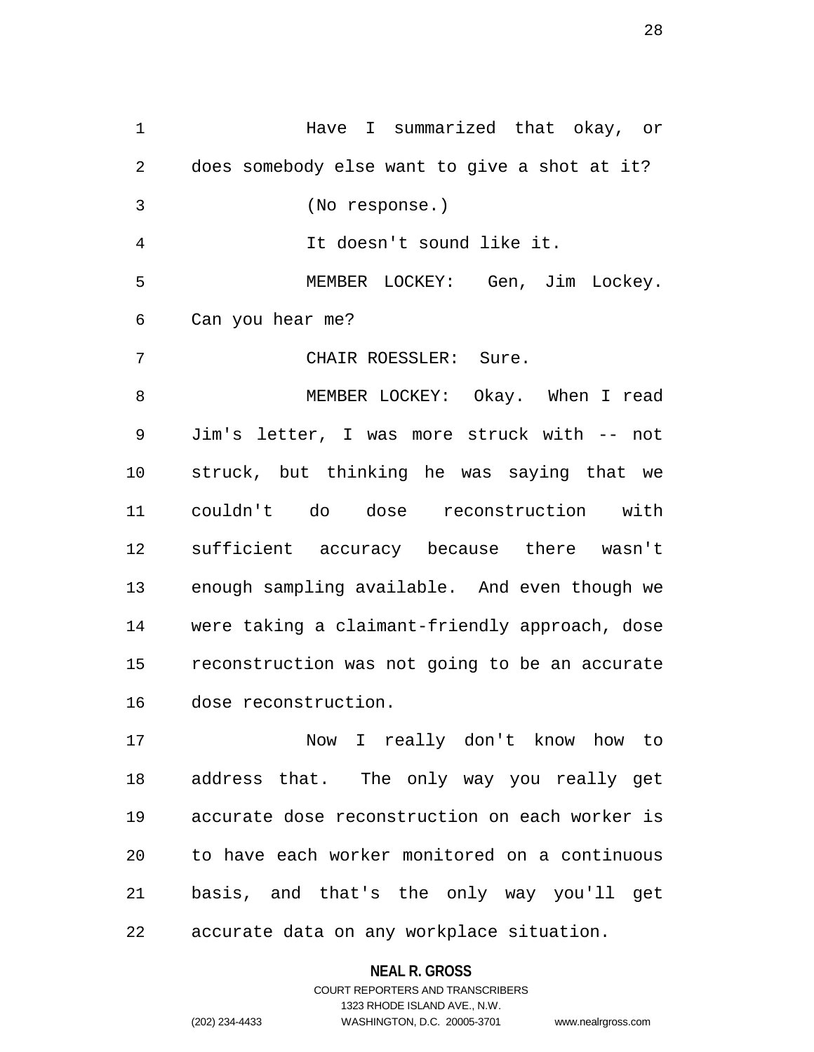Have I summarized that okay, or does somebody else want to give a shot at it?

(No response.)

It doesn't sound like it.

MEMBER LOCKEY: Gen, Jim Lockey. Can you hear me?

CHAIR ROESSLER: Sure.

MEMBER LOCKEY: Okay. When I read Jim's letter, I was more struck with -- not struck, but thinking he was saying that we couldn't do dose reconstruction with sufficient accuracy because there wasn't enough sampling available. And even though we were taking a claimant-friendly approach, dose reconstruction was not going to be an accurate dose reconstruction.

Now I really don't know how to address that. The only way you really get accurate dose reconstruction on each worker is to have each worker monitored on a continuous basis, and that's the only way you'll get accurate data on any workplace situation.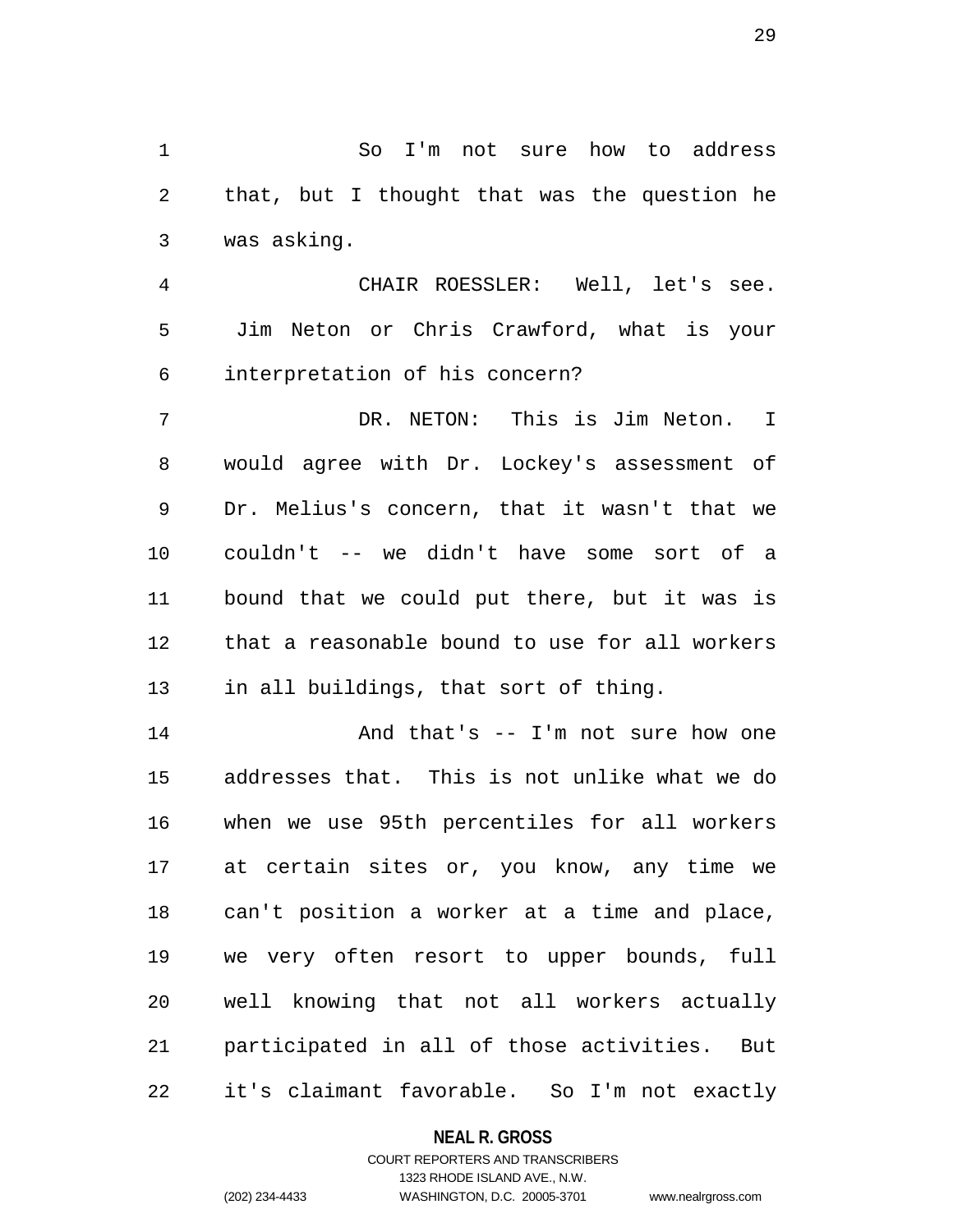So I'm not sure how to address that, but I thought that was the question he was asking.

CHAIR ROESSLER: Well, let's see. Jim Neton or Chris Crawford, what is your interpretation of his concern?

DR. NETON: This is Jim Neton. I would agree with Dr. Lockey's assessment of Dr. Melius's concern, that it wasn't that we couldn't -- we didn't have some sort of a bound that we could put there, but it was is that a reasonable bound to use for all workers in all buildings, that sort of thing.

And that's -- I'm not sure how one addresses that. This is not unlike what we do when we use 95th percentiles for all workers at certain sites or, you know, any time we can't position a worker at a time and place, we very often resort to upper bounds, full well knowing that not all workers actually participated in all of those activities. But it's claimant favorable. So I'm not exactly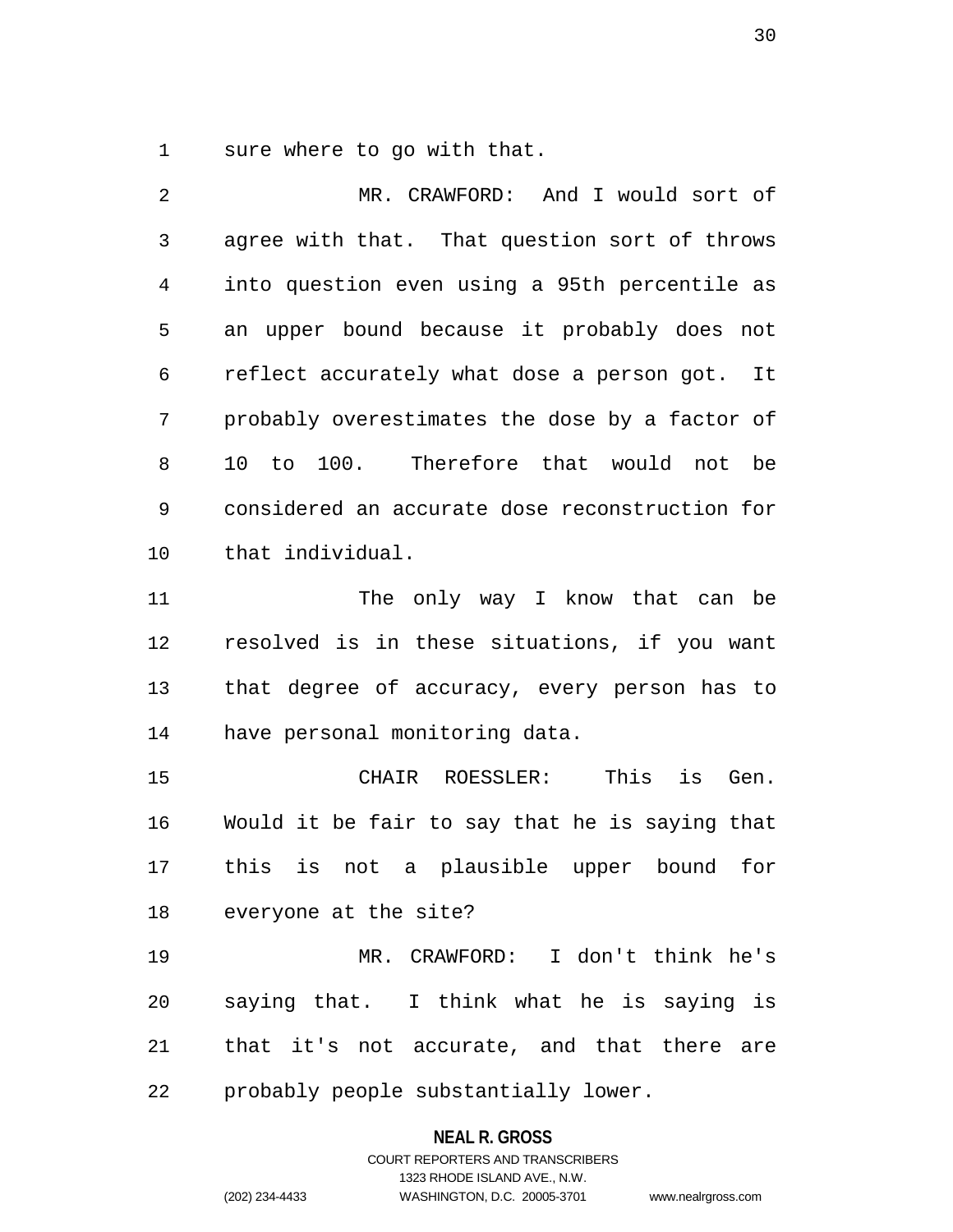sure where to go with that.

MR. CRAWFORD: And I would sort of agree with that. That question sort of throws into question even using a 95th percentile as an upper bound because it probably does not reflect accurately what dose a person got. It probably overestimates the dose by a factor of 10 to 100. Therefore that would not be considered an accurate dose reconstruction for that individual.

The only way I know that can be resolved is in these situations, if you want that degree of accuracy, every person has to have personal monitoring data.

CHAIR ROESSLER: This is Gen. Would it be fair to say that he is saying that this is not a plausible upper bound for everyone at the site?

MR. CRAWFORD: I don't think he's saying that. I think what he is saying is that it's not accurate, and that there are probably people substantially lower.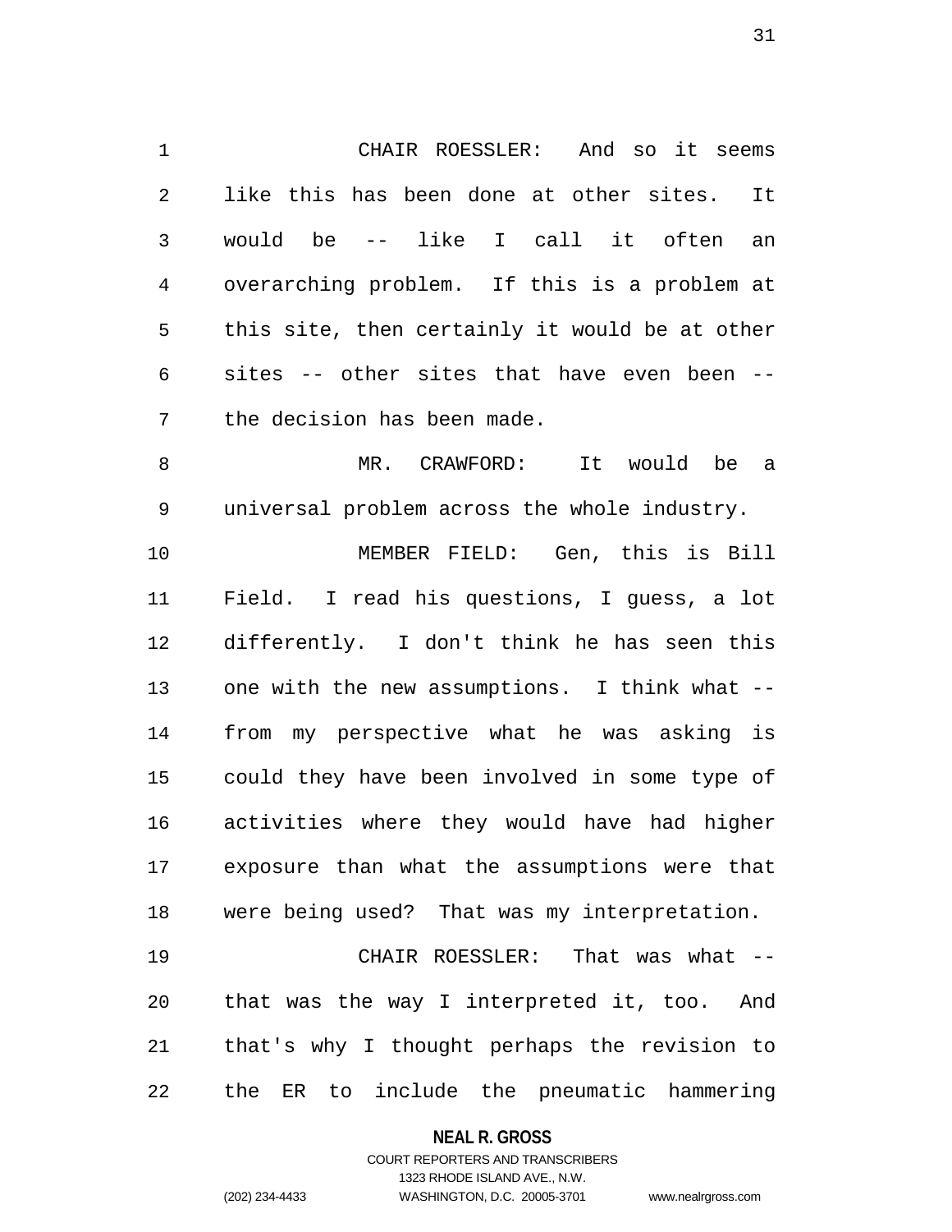CHAIR ROESSLER: And so it seems like this has been done at other sites. It would be -- like I call it often an overarching problem. If this is a problem at this site, then certainly it would be at other sites -- other sites that have even been -- the decision has been made.

MR. CRAWFORD: It would be a universal problem across the whole industry.

MEMBER FIELD: Gen, this is Bill Field. I read his questions, I guess, a lot differently. I don't think he has seen this one with the new assumptions. I think what -- from my perspective what he was asking is could they have been involved in some type of activities where they would have had higher exposure than what the assumptions were that were being used? That was my interpretation.

CHAIR ROESSLER: That was what -- that was the way I interpreted it, too. And that's why I thought perhaps the revision to the ER to include the pneumatic hammering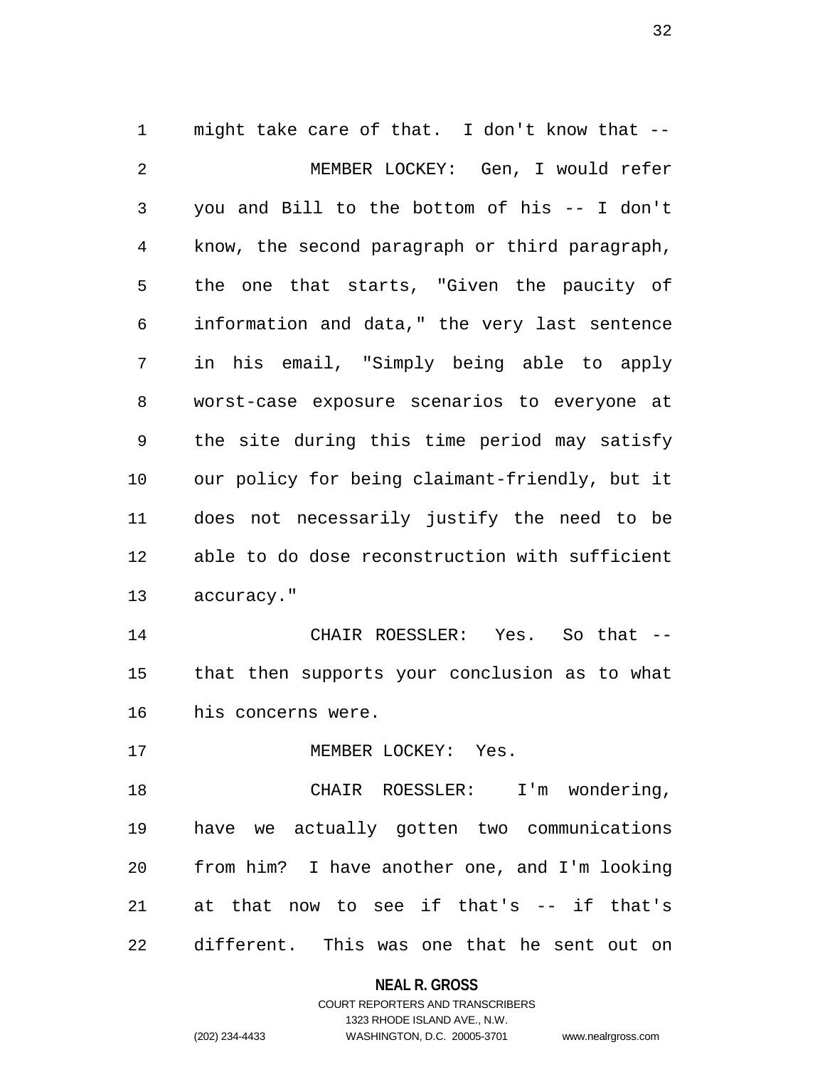might take care of that. I don't know that --

MEMBER LOCKEY: Gen, I would refer you and Bill to the bottom of his -- I don't know, the second paragraph or third paragraph, the one that starts, "Given the paucity of information and data," the very last sentence in his email, "Simply being able to apply worst-case exposure scenarios to everyone at the site during this time period may satisfy our policy for being claimant-friendly, but it does not necessarily justify the need to be able to do dose reconstruction with sufficient accuracy."

CHAIR ROESSLER: Yes. So that -- that then supports your conclusion as to what his concerns were.

MEMBER LOCKEY: Yes.

CHAIR ROESSLER: I'm wondering, have we actually gotten two communications from him? I have another one, and I'm looking at that now to see if that's -- if that's different. This was one that he sent out on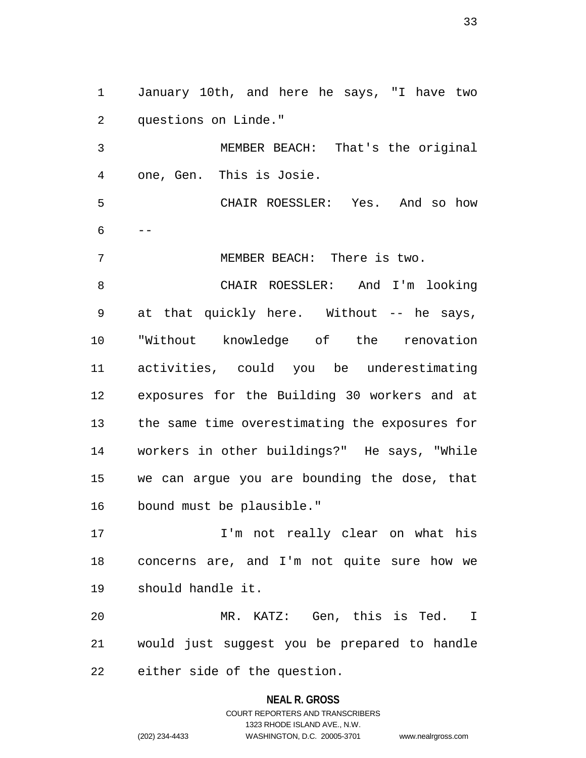January 10th, and here he says, "I have two questions on Linde."

MEMBER BEACH: That's the original one, Gen. This is Josie.

CHAIR ROESSLER: Yes. And so how --

MEMBER BEACH: There is two.

CHAIR ROESSLER: And I'm looking at that quickly here. Without -- he says, "Without knowledge of the renovation activities, could you be underestimating exposures for the Building 30 workers and at the same time overestimating the exposures for workers in other buildings?" He says, "While we can argue you are bounding the dose, that bound must be plausible."

I'm not really clear on what his concerns are, and I'm not quite sure how we should handle it.

MR. KATZ: Gen, this is Ted. I would just suggest you be prepared to handle either side of the question.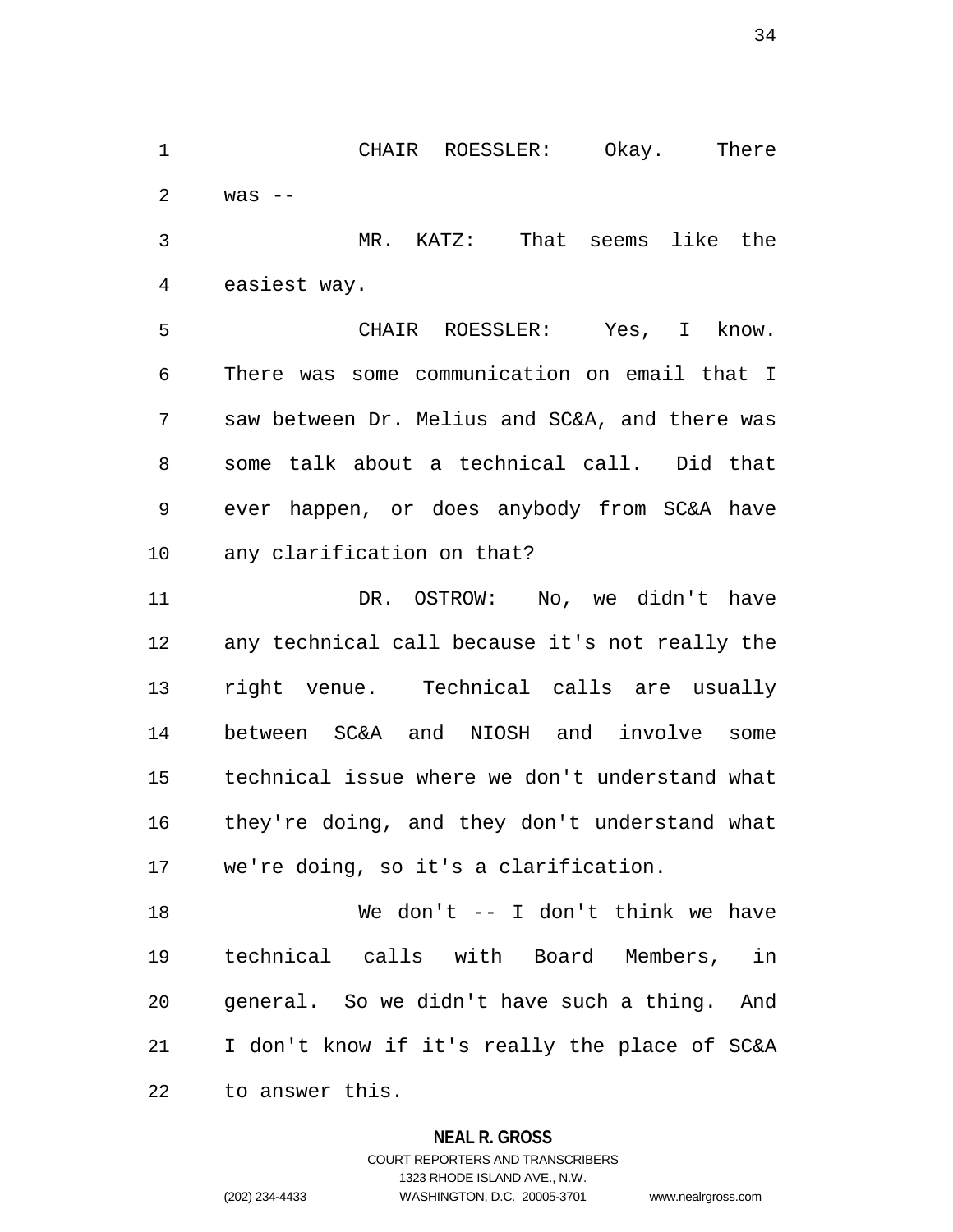CHAIR ROESSLER: Okay. There was --

MR. KATZ: That seems like the easiest way.

CHAIR ROESSLER: Yes, I know. There was some communication on email that I saw between Dr. Melius and SC&A, and there was some talk about a technical call. Did that ever happen, or does anybody from SC&A have any clarification on that?

DR. OSTROW: No, we didn't have any technical call because it's not really the right venue. Technical calls are usually between SC&A and NIOSH and involve some technical issue where we don't understand what they're doing, and they don't understand what we're doing, so it's a clarification.

We don't -- I don't think we have technical calls with Board Members, in general. So we didn't have such a thing. And I don't know if it's really the place of SC&A to answer this.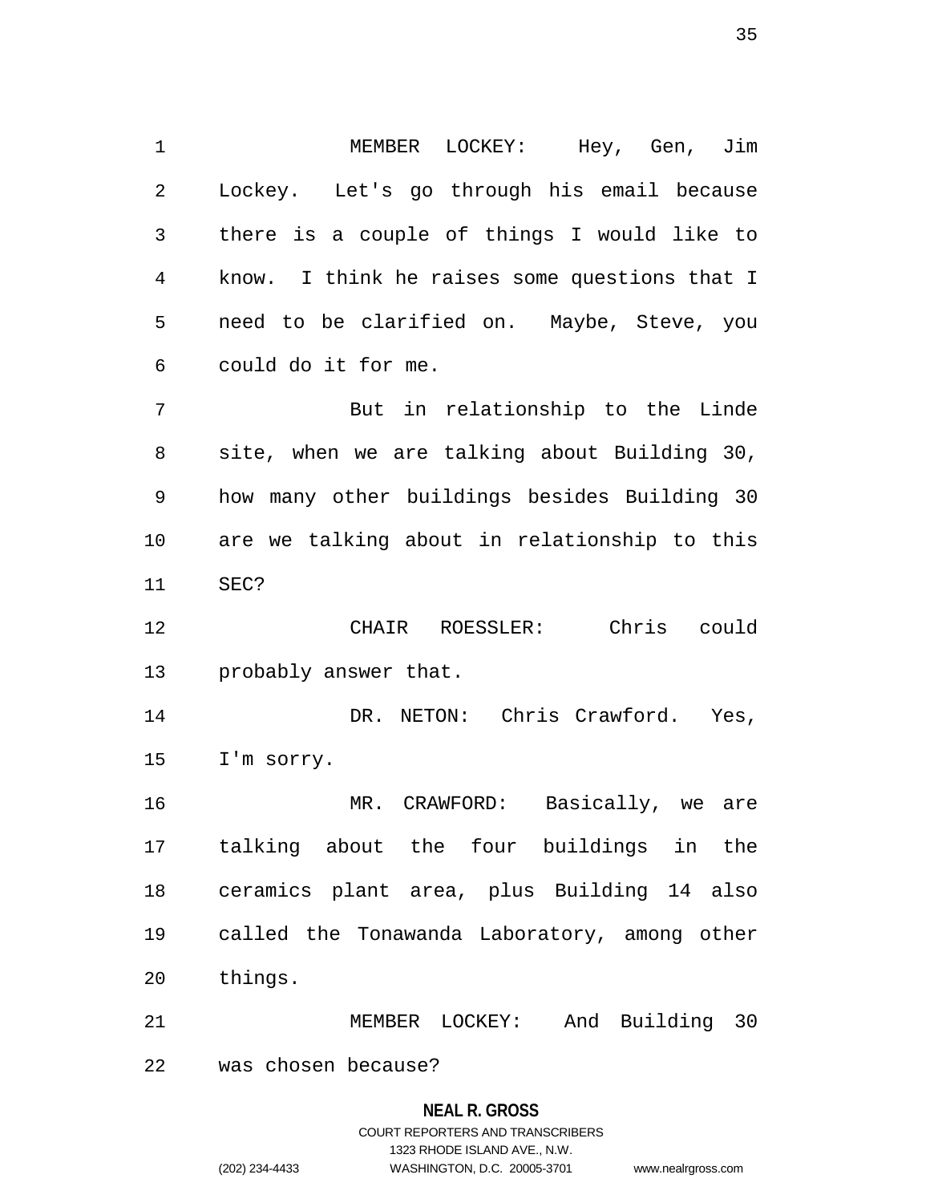MEMBER LOCKEY: Hey, Gen, Jim Lockey. Let's go through his email because there is a couple of things I would like to know. I think he raises some questions that I need to be clarified on. Maybe, Steve, you could do it for me.

But in relationship to the Linde site, when we are talking about Building 30, how many other buildings besides Building 30 are we talking about in relationship to this SEC?

CHAIR ROESSLER: Chris could probably answer that.

DR. NETON: Chris Crawford. Yes, I'm sorry.

MR. CRAWFORD: Basically, we are talking about the four buildings in the ceramics plant area, plus Building 14 also called the Tonawanda Laboratory, among other things.

MEMBER LOCKEY: And Building 30 was chosen because?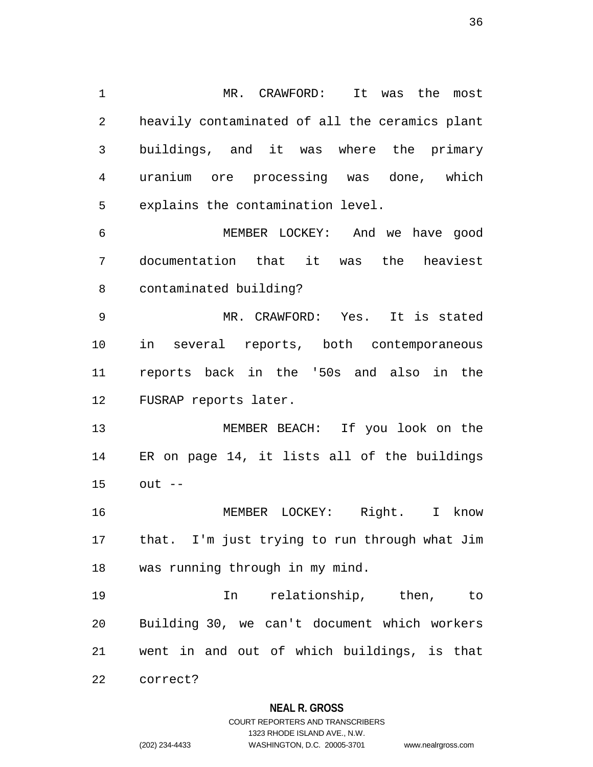MR. CRAWFORD: It was the most heavily contaminated of all the ceramics plant buildings, and it was where the primary uranium ore processing was done, which explains the contamination level.

MEMBER LOCKEY: And we have good documentation that it was the heaviest contaminated building?

MR. CRAWFORD: Yes. It is stated in several reports, both contemporaneous reports back in the '50s and also in the FUSRAP reports later.

MEMBER BEACH: If you look on the ER on page 14, it lists all of the buildings out --

MEMBER LOCKEY: Right. I know that. I'm just trying to run through what Jim was running through in my mind.

In relationship, then, to Building 30, we can't document which workers went in and out of which buildings, is that correct?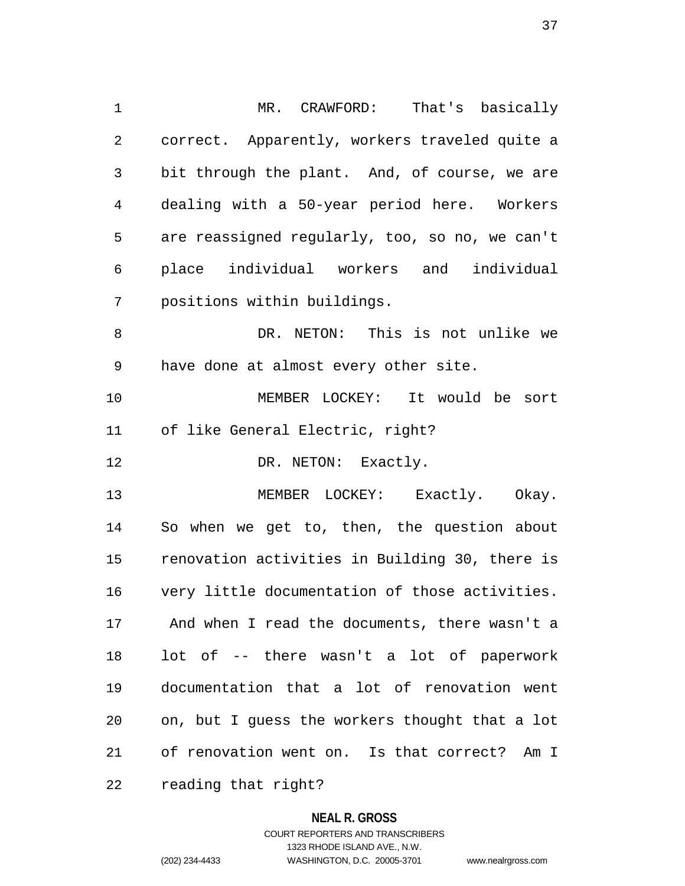MR. CRAWFORD: That's basically correct. Apparently, workers traveled quite a bit through the plant. And, of course, we are dealing with a 50-year period here. Workers are reassigned regularly, too, so no, we can't place individual workers and individual positions within buildings.

DR. NETON: This is not unlike we have done at almost every other site.

MEMBER LOCKEY: It would be sort of like General Electric, right?

DR. NETON: Exactly.

MEMBER LOCKEY: Exactly. Okay. So when we get to, then, the question about renovation activities in Building 30, there is very little documentation of those activities. And when I read the documents, there wasn't a lot of -- there wasn't a lot of paperwork documentation that a lot of renovation went on, but I guess the workers thought that a lot of renovation went on. Is that correct? Am I reading that right?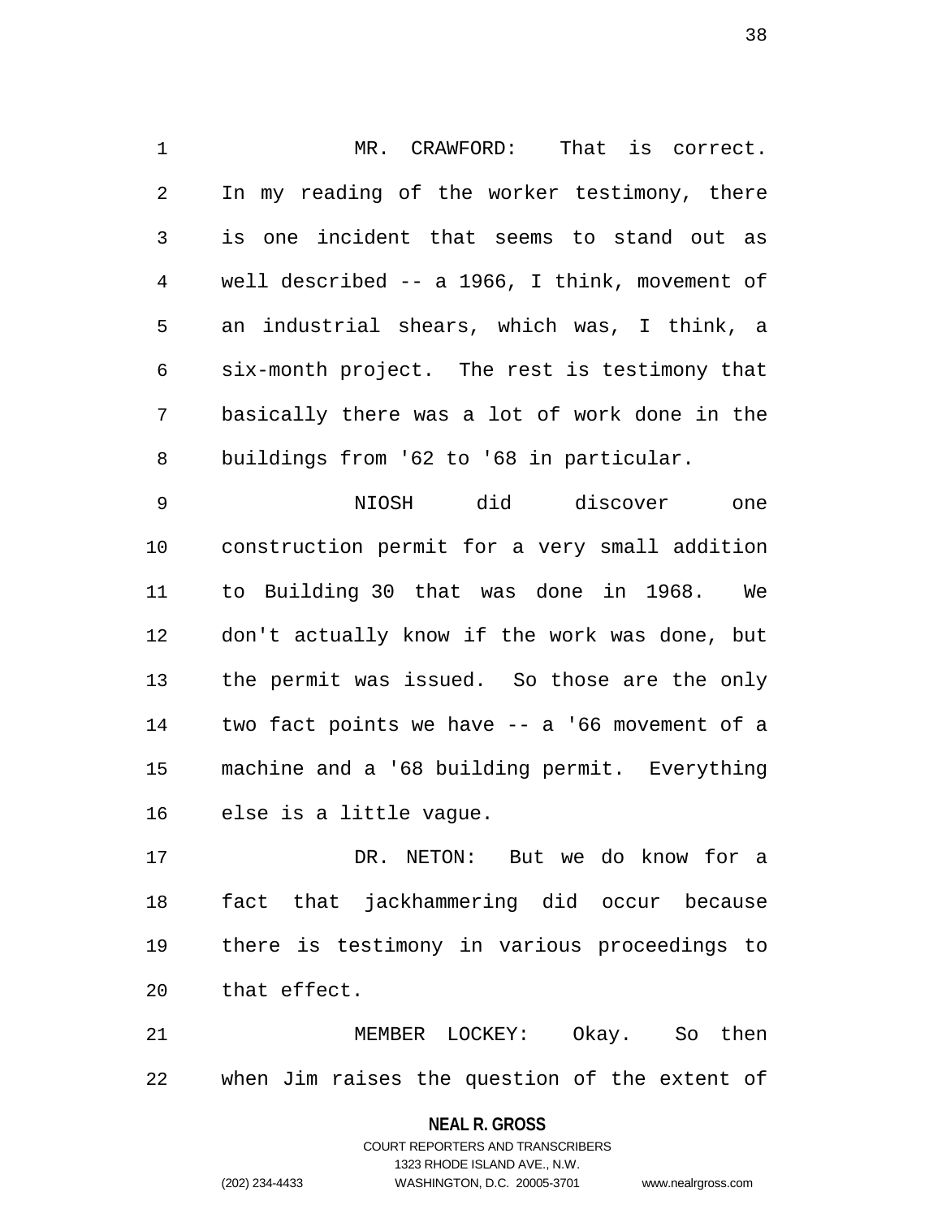MR. CRAWFORD: That is correct. In my reading of the worker testimony, there is one incident that seems to stand out as well described -- a 1966, I think, movement of an industrial shears, which was, I think, a six-month project. The rest is testimony that basically there was a lot of work done in the buildings from '62 to '68 in particular.

NIOSH did discover one construction permit for a very small addition to Building 30 that was done in 1968. We don't actually know if the work was done, but the permit was issued. So those are the only two fact points we have -- a '66 movement of a machine and a '68 building permit. Everything else is a little vague.

DR. NETON: But we do know for a fact that jackhammering did occur because there is testimony in various proceedings to that effect.

MEMBER LOCKEY: Okay. So then when Jim raises the question of the extent of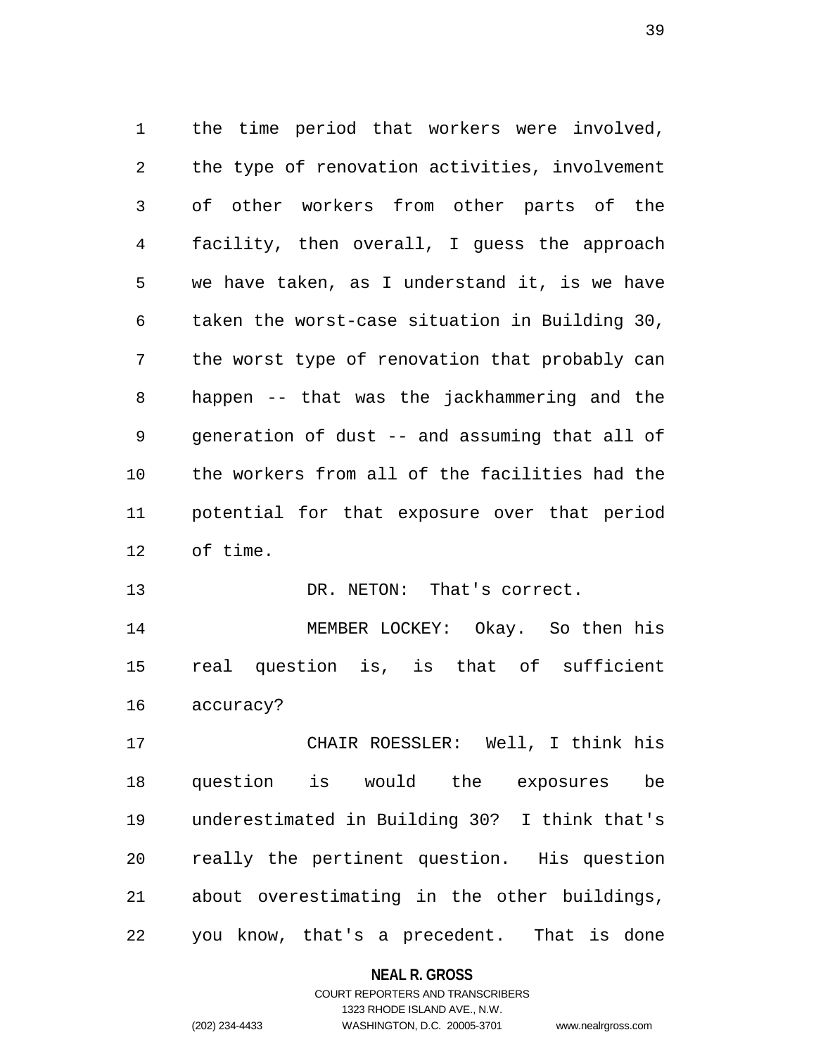the time period that workers were involved, the type of renovation activities, involvement of other workers from other parts of the facility, then overall, I guess the approach we have taken, as I understand it, is we have taken the worst-case situation in Building 30, the worst type of renovation that probably can happen -- that was the jackhammering and the generation of dust -- and assuming that all of the workers from all of the facilities had the potential for that exposure over that period of time.

DR. NETON: That's correct.

MEMBER LOCKEY: Okay. So then his real question is, is that of sufficient accuracy?

CHAIR ROESSLER: Well, I think his question is would the exposures be underestimated in Building 30? I think that's really the pertinent question. His question about overestimating in the other buildings, you know, that's a precedent. That is done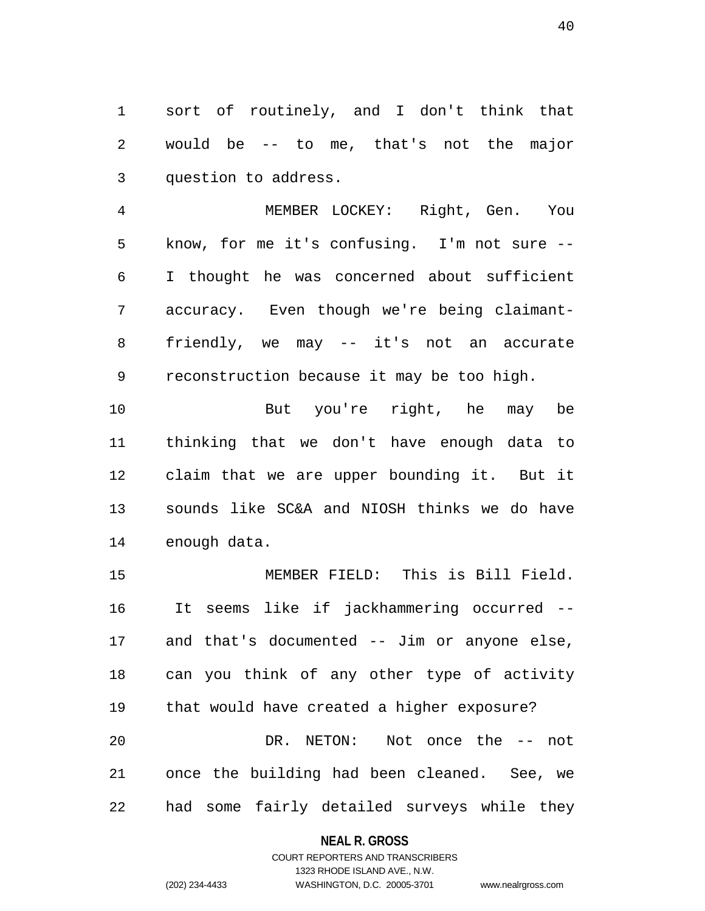sort of routinely, and I don't think that would be -- to me, that's not the major question to address.

MEMBER LOCKEY: Right, Gen. You know, for me it's confusing. I'm not sure -- I thought he was concerned about sufficient accuracy. Even though we're being claimant-friendly, we may -- it's not an accurate reconstruction because it may be too high.

But you're right, he may be thinking that we don't have enough data to claim that we are upper bounding it. But it sounds like SC&A and NIOSH thinks we do have enough data.

MEMBER FIELD: This is Bill Field. It seems like if jackhammering occurred -- and that's documented -- Jim or anyone else, can you think of any other type of activity that would have created a higher exposure?

DR. NETON: Not once the -- not once the building had been cleaned. See, we had some fairly detailed surveys while they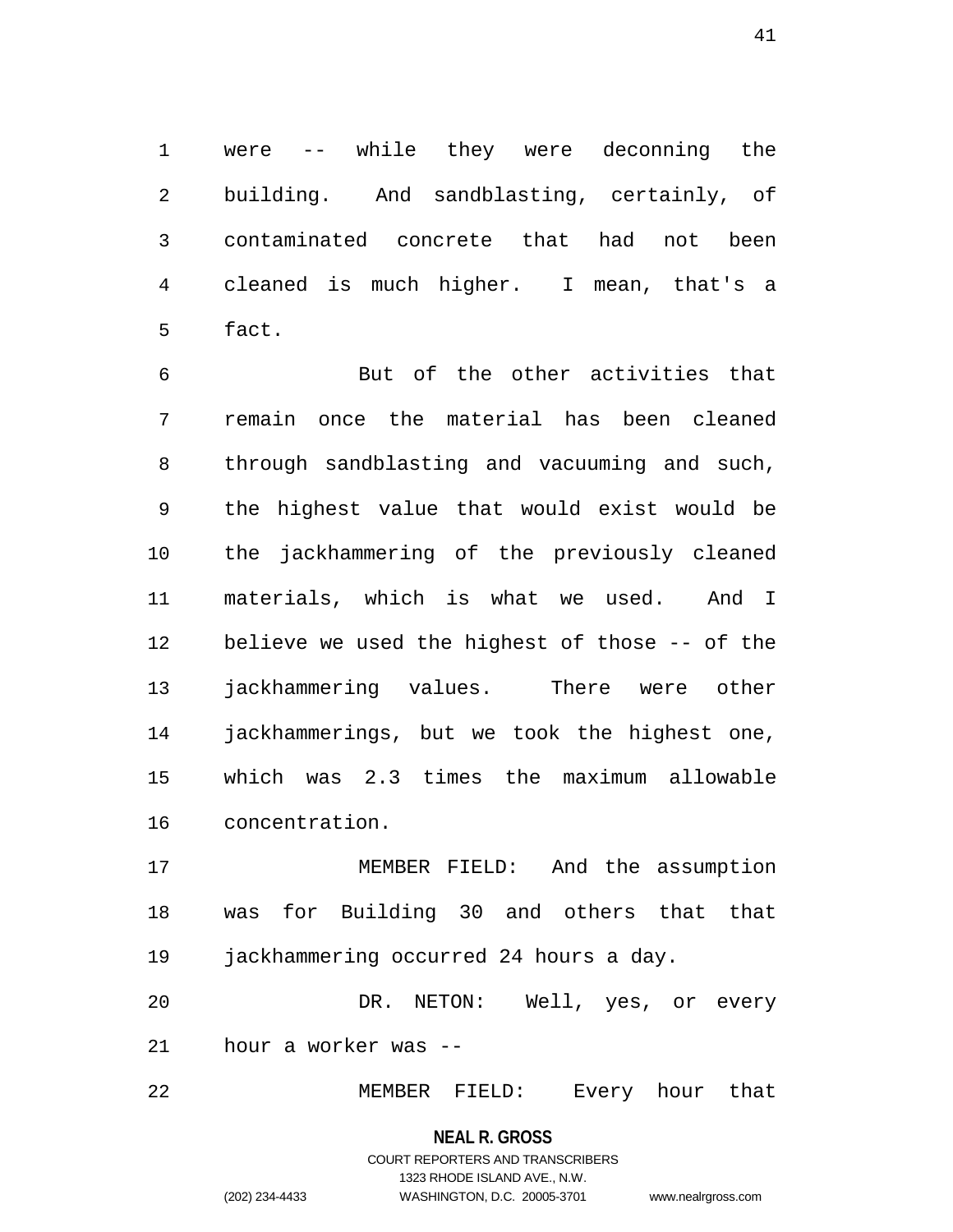were -- while they were deconning the building. And sandblasting, certainly, of contaminated concrete that had not been cleaned is much higher. I mean, that's a fact.

But of the other activities that remain once the material has been cleaned through sandblasting and vacuuming and such, the highest value that would exist would be the jackhammering of the previously cleaned materials, which is what we used. And I believe we used the highest of those -- of the jackhammering values. There were other jackhammerings, but we took the highest one, which was 2.3 times the maximum allowable concentration.

MEMBER FIELD: And the assumption was for Building 30 and others that that jackhammering occurred 24 hours a day.

DR. NETON: Well, yes, or every hour a worker was --

MEMBER FIELD: Every hour that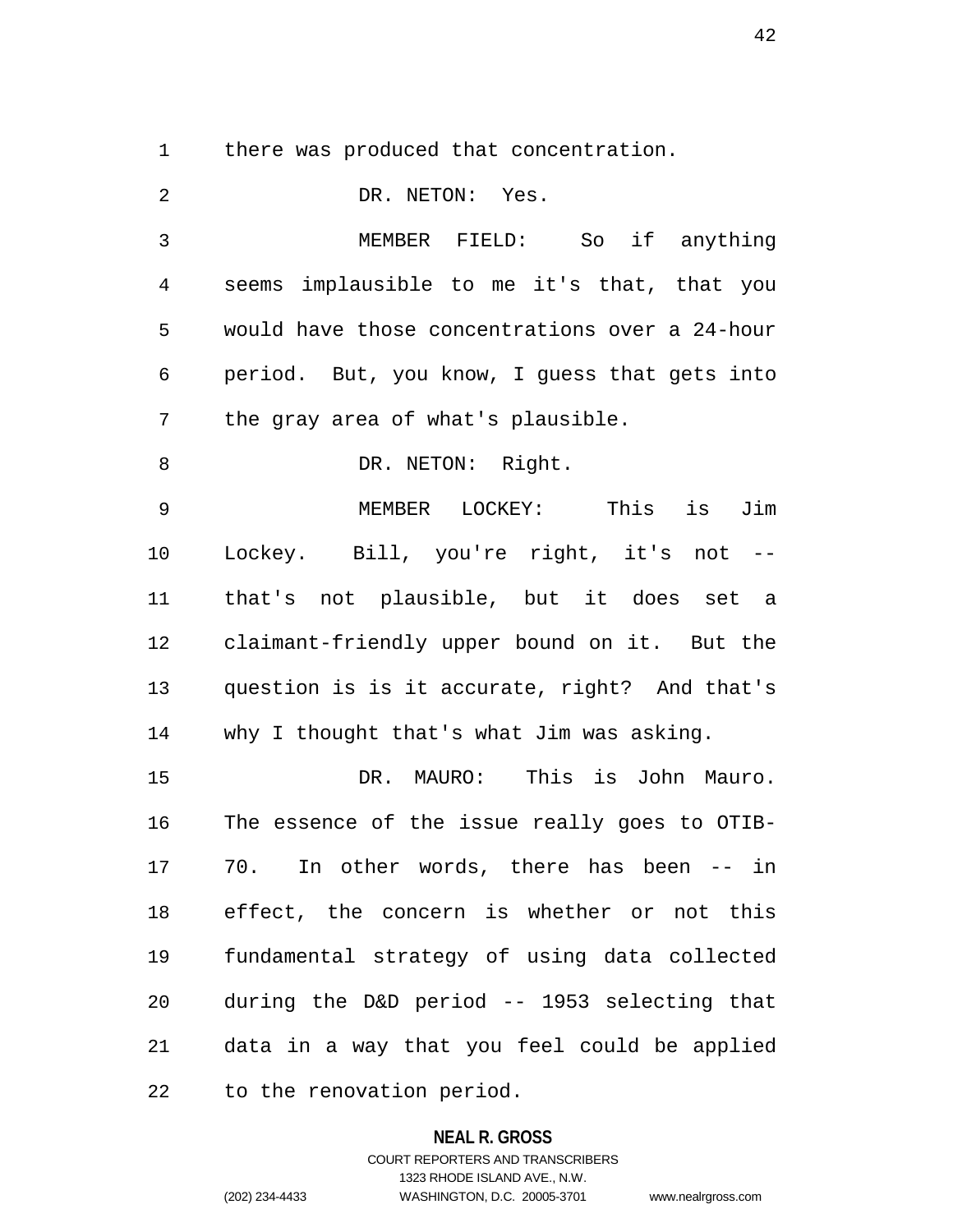there was produced that concentration.

DR. NETON: Yes.

MEMBER FIELD: So if anything seems implausible to me it's that, that you would have those concentrations over a 24-hour period. But, you know, I guess that gets into the gray area of what's plausible.

DR. NETON: Right.

MEMBER LOCKEY: This is Jim Lockey. Bill, you're right, it's not -- that's not plausible, but it does set a claimant-friendly upper bound on it. But the question is is it accurate, right? And that's why I thought that's what Jim was asking.

DR. MAURO: This is John Mauro. The essence of the issue really goes to OTIB-70. In other words, there has been -- in effect, the concern is whether or not this fundamental strategy of using data collected during the D&D period -- 1953 selecting that data in a way that you feel could be applied to the renovation period.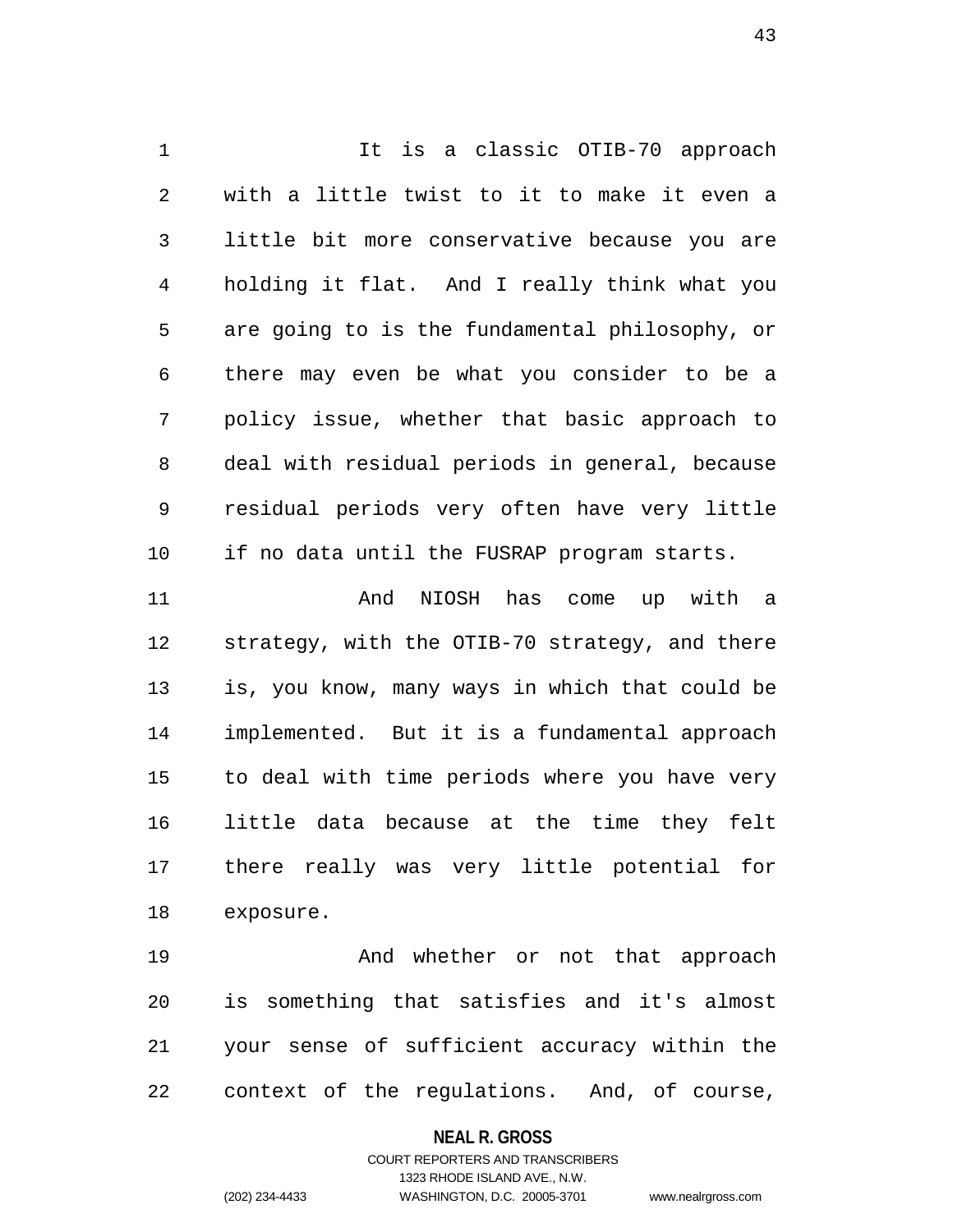It is a classic OTIB-70 approach with a little twist to it to make it even a little bit more conservative because you are holding it flat. And I really think what you are going to is the fundamental philosophy, or there may even be what you consider to be a policy issue, whether that basic approach to deal with residual periods in general, because residual periods very often have very little if no data until the FUSRAP program starts.

And NIOSH has come up with a strategy, with the OTIB-70 strategy, and there is, you know, many ways in which that could be implemented. But it is a fundamental approach to deal with time periods where you have very little data because at the time they felt there really was very little potential for exposure.

And whether or not that approach is something that satisfies and it's almost your sense of sufficient accuracy within the context of the regulations. And, of course,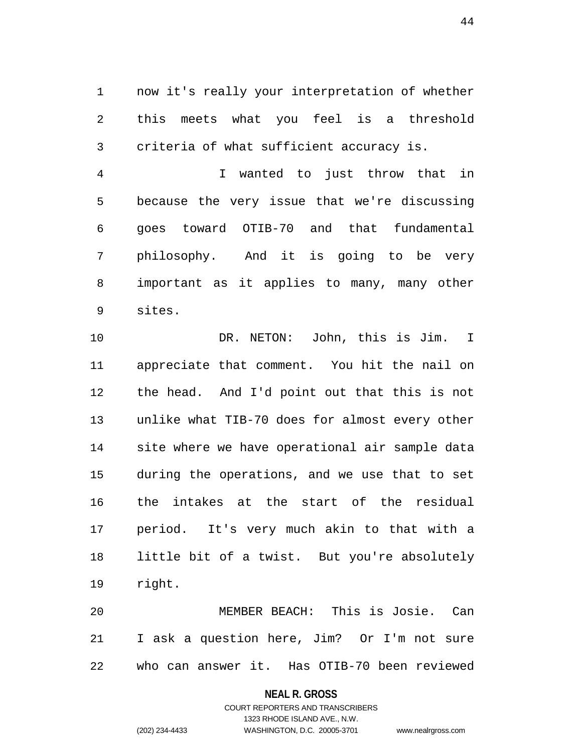now it's really your interpretation of whether this meets what you feel is a threshold criteria of what sufficient accuracy is.

I wanted to just throw that in because the very issue that we're discussing goes toward OTIB-70 and that fundamental philosophy. And it is going to be very important as it applies to many, many other sites.

DR. NETON: John, this is Jim. I appreciate that comment. You hit the nail on the head. And I'd point out that this is not unlike what TIB-70 does for almost every other site where we have operational air sample data during the operations, and we use that to set the intakes at the start of the residual period. It's very much akin to that with a little bit of a twist. But you're absolutely right.

MEMBER BEACH: This is Josie. Can I ask a question here, Jim? Or I'm not sure who can answer it. Has OTIB-70 been reviewed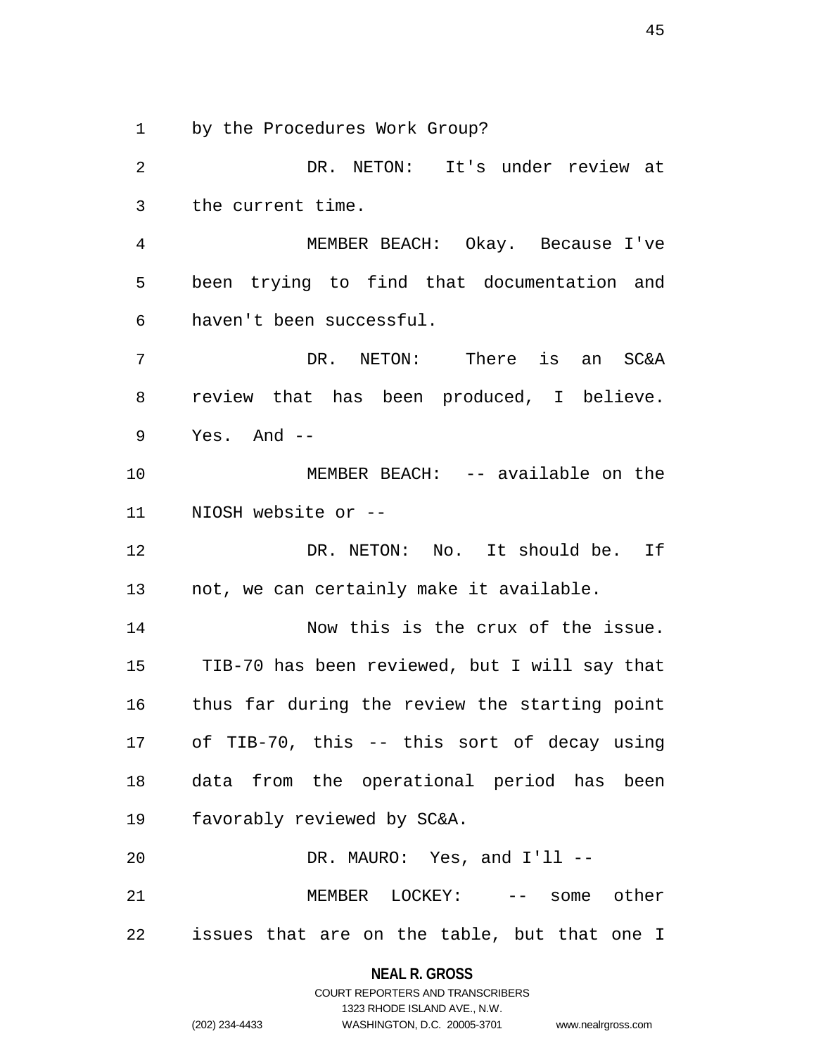by the Procedures Work Group?

DR. NETON: It's under review at the current time.

MEMBER BEACH: Okay. Because I've been trying to find that documentation and haven't been successful.

DR. NETON: There is an SC&A review that has been produced, I believe. Yes. And --

MEMBER BEACH: -- available on the NIOSH website or --

DR. NETON: No. It should be. If not, we can certainly make it available.

Now this is the crux of the issue. TIB-70 has been reviewed, but I will say that thus far during the review the starting point of TIB-70, this -- this sort of decay using data from the operational period has been favorably reviewed by SC&A.

DR. MAURO: Yes, and I'll --

MEMBER LOCKEY: -- some other issues that are on the table, but that one I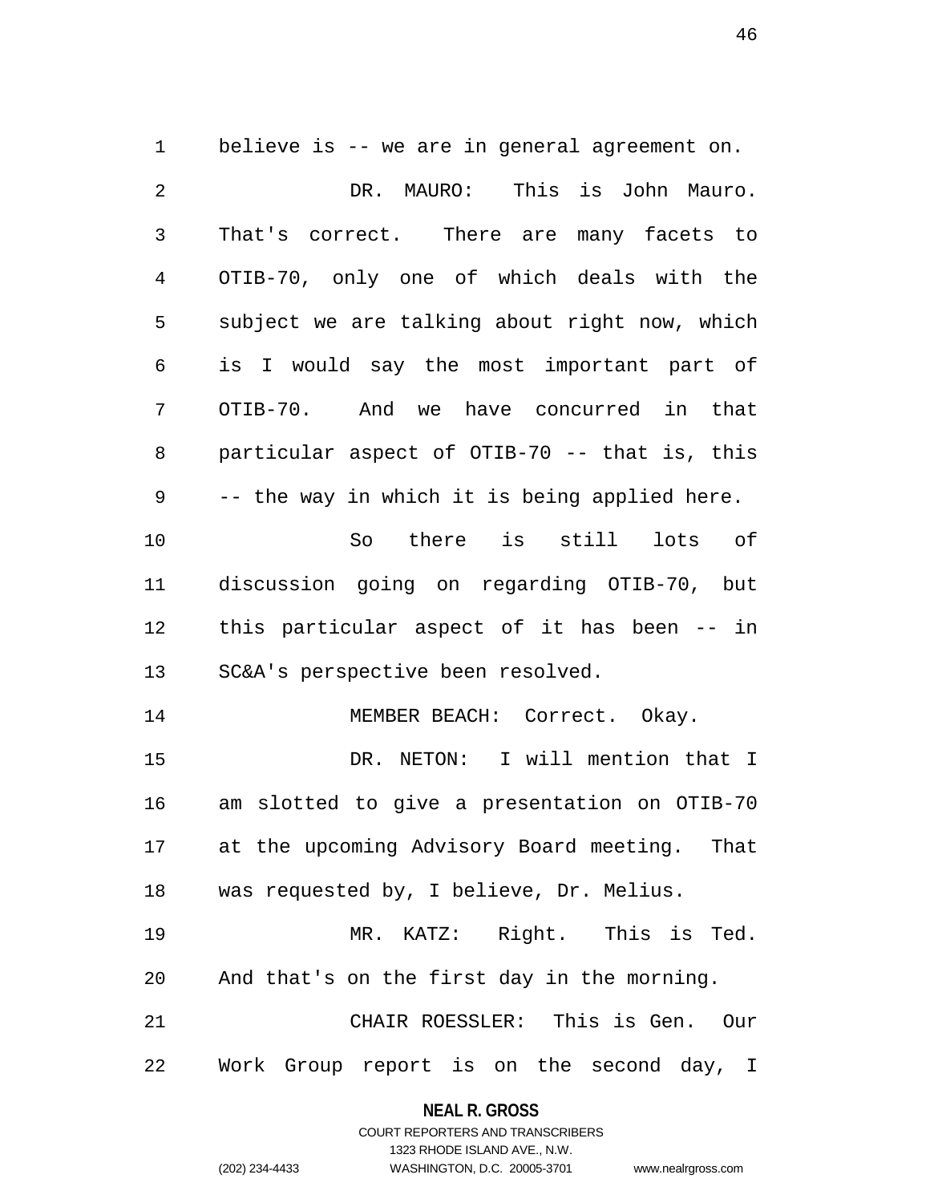believe is -- we are in general agreement on.

DR. MAURO: This is John Mauro. That's correct. There are many facets to OTIB-70, only one of which deals with the subject we are talking about right now, which is I would say the most important part of OTIB-70. And we have concurred in that particular aspect of OTIB-70 -- that is, this -- the way in which it is being applied here.

So there is still lots of discussion going on regarding OTIB-70, but this particular aspect of it has been -- in SC&A's perspective been resolved.

MEMBER BEACH: Correct. Okay.

DR. NETON: I will mention that I am slotted to give a presentation on OTIB-70 at the upcoming Advisory Board meeting. That was requested by, I believe, Dr. Melius.

MR. KATZ: Right. This is Ted. And that's on the first day in the morning.

CHAIR ROESSLER: This is Gen. Our Work Group report is on the second day, I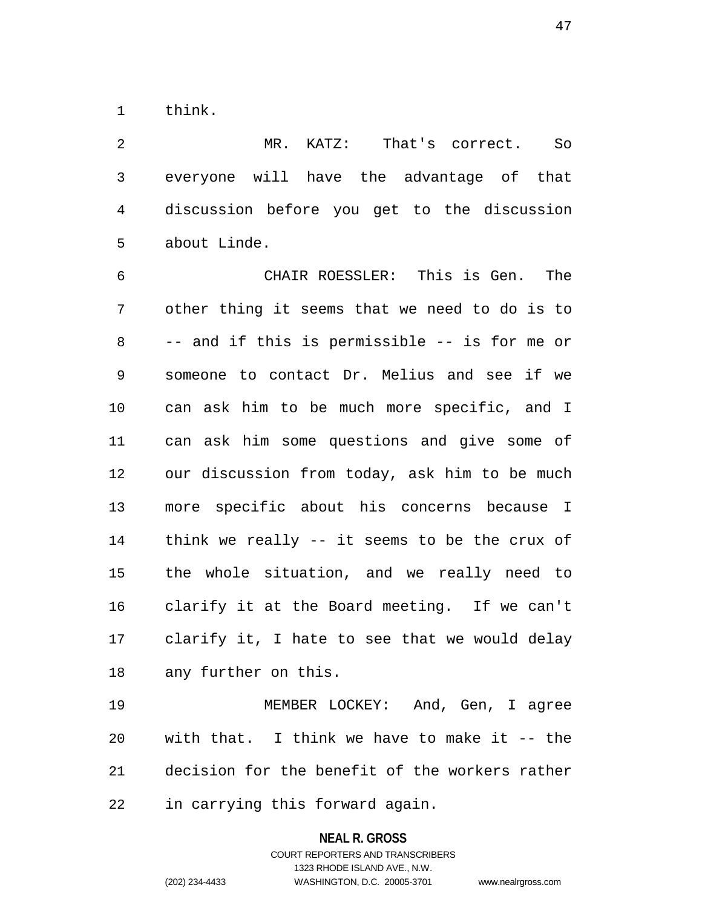think.

MR. KATZ: That's correct. So everyone will have the advantage of that discussion before you get to the discussion about Linde.

CHAIR ROESSLER: This is Gen. The other thing it seems that we need to do is to -- and if this is permissible -- is for me or someone to contact Dr. Melius and see if we can ask him to be much more specific, and I can ask him some questions and give some of our discussion from today, ask him to be much more specific about his concerns because I think we really -- it seems to be the crux of the whole situation, and we really need to clarify it at the Board meeting. If we can't clarify it, I hate to see that we would delay any further on this.

MEMBER LOCKEY: And, Gen, I agree with that. I think we have to make it -- the decision for the benefit of the workers rather in carrying this forward again.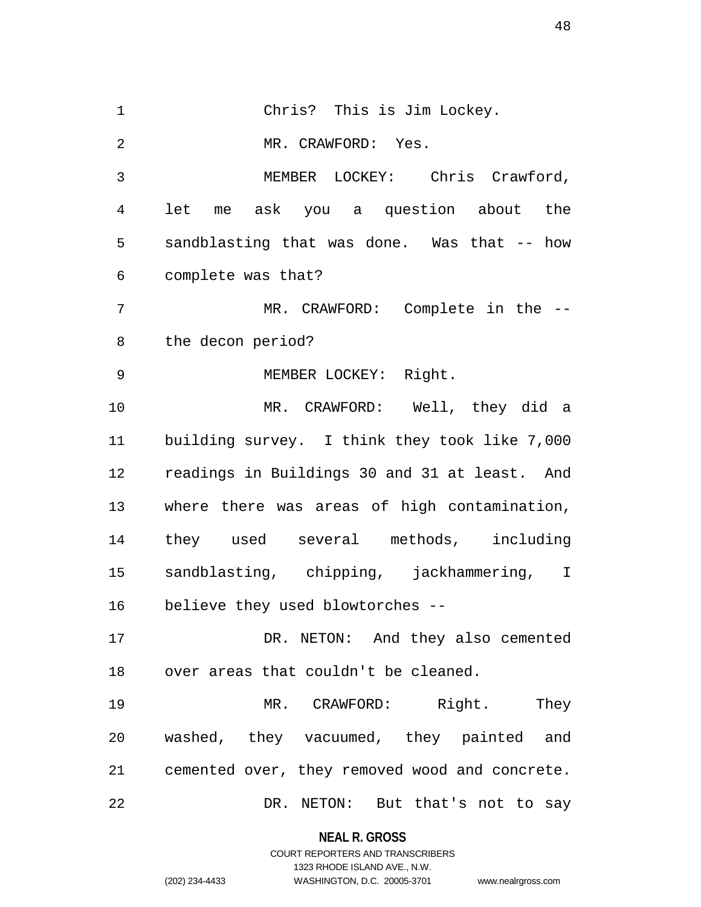Chris? This is Jim Lockey.

MR. CRAWFORD: Yes.

MEMBER LOCKEY: Chris Crawford, let me ask you a question about the sandblasting that was done. Was that -- how complete was that?

MR. CRAWFORD: Complete in the -- the decon period?

MEMBER LOCKEY: Right.

MR. CRAWFORD: Well, they did a building survey. I think they took like 7,000 readings in Buildings 30 and 31 at least. And where there was areas of high contamination, they used several methods, including sandblasting, chipping, jackhammering, I believe they used blowtorches --

DR. NETON: And they also cemented over areas that couldn't be cleaned.

MR. CRAWFORD: Right. They washed, they vacuumed, they painted and cemented over, they removed wood and concrete.

DR. NETON: But that's not to say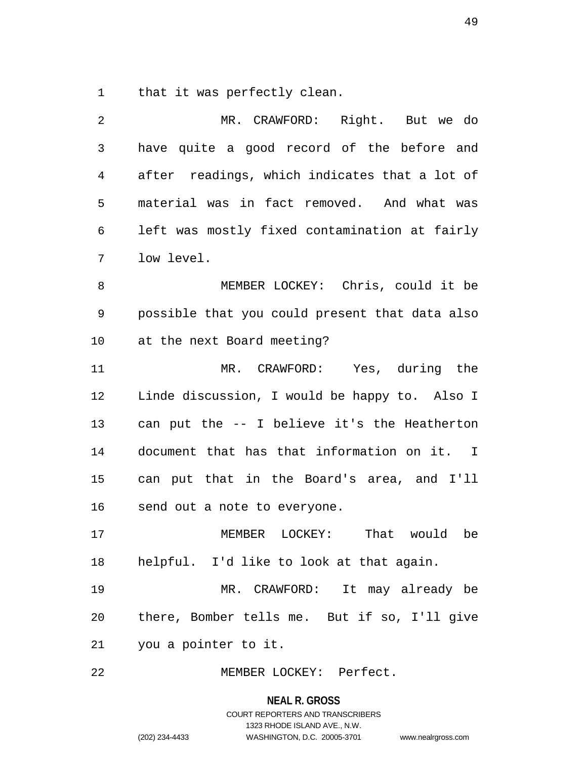that it was perfectly clean.

MR. CRAWFORD: Right. But we do have quite a good record of the before and after readings, which indicates that a lot of material was in fact removed. And what was left was mostly fixed contamination at fairly low level.

MEMBER LOCKEY: Chris, could it be possible that you could present that data also at the next Board meeting?

MR. CRAWFORD: Yes, during the Linde discussion, I would be happy to. Also I can put the -- I believe it's the Heatherton document that has that information on it. I can put that in the Board's area, and I'll send out a note to everyone.

MEMBER LOCKEY: That would be helpful. I'd like to look at that again.

MR. CRAWFORD: It may already be there, Bomber tells me. But if so, I'll give you a pointer to it.

MEMBER LOCKEY: Perfect.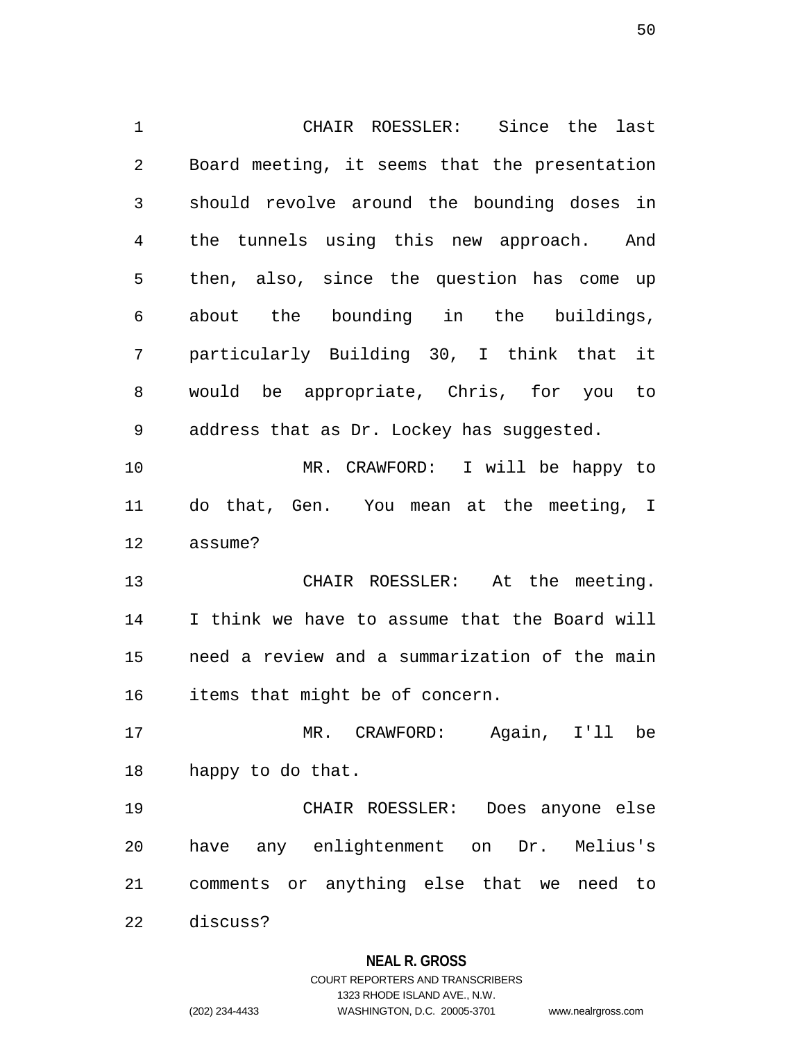CHAIR ROESSLER: Since the last Board meeting, it seems that the presentation should revolve around the bounding doses in the tunnels using this new approach. And then, also, since the question has come up about the bounding in the buildings, particularly Building 30, I think that it would be appropriate, Chris, for you to address that as Dr. Lockey has suggested.

MR. CRAWFORD: I will be happy to do that, Gen. You mean at the meeting, I assume?

CHAIR ROESSLER: At the meeting. I think we have to assume that the Board will need a review and a summarization of the main items that might be of concern.

MR. CRAWFORD: Again, I'll be happy to do that.

CHAIR ROESSLER: Does anyone else have any enlightenment on Dr. Melius's comments or anything else that we need to discuss?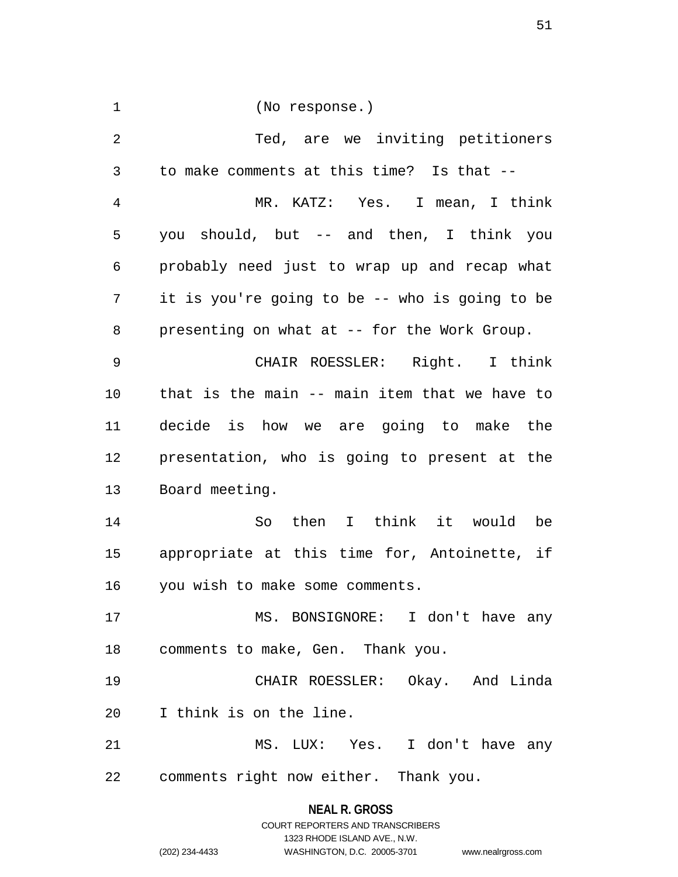(No response.)

Ted, are we inviting petitioners to make comments at this time? Is that --

MR. KATZ: Yes. I mean, I think you should, but -- and then, I think you probably need just to wrap up and recap what it is you're going to be -- who is going to be presenting on what at -- for the Work Group.

CHAIR ROESSLER: Right. I think that is the main -- main item that we have to decide is how we are going to make the presentation, who is going to present at the Board meeting.

So then I think it would be appropriate at this time for, Antoinette, if you wish to make some comments.

MS. BONSIGNORE: I don't have any comments to make, Gen. Thank you.

CHAIR ROESSLER: Okay. And Linda I think is on the line.

MS. LUX: Yes. I don't have any comments right now either. Thank you.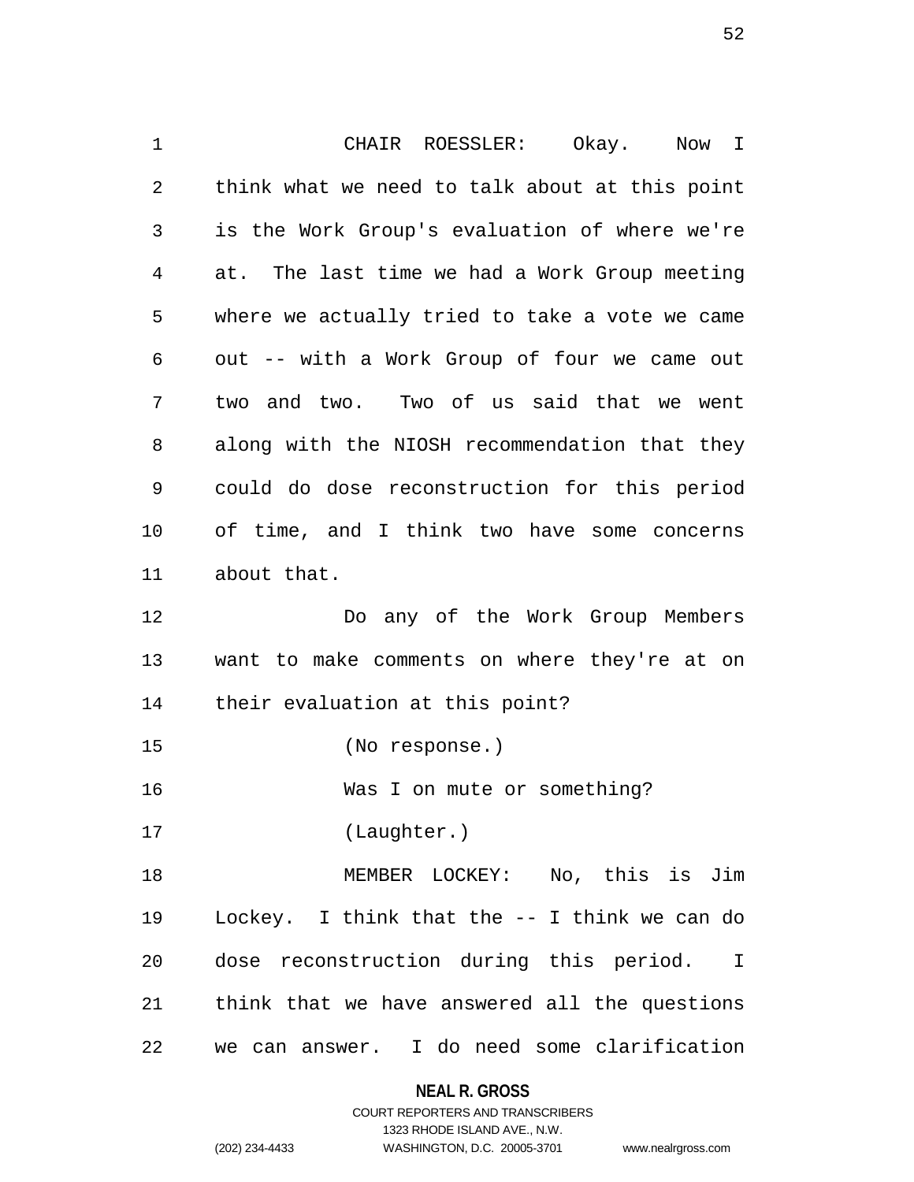CHAIR ROESSLER: Okay. Now I think what we need to talk about at this point is the Work Group's evaluation of where we're at. The last time we had a Work Group meeting where we actually tried to take a vote we came out -- with a Work Group of four we came out two and two. Two of us said that we went along with the NIOSH recommendation that they could do dose reconstruction for this period of time, and I think two have some concerns about that.

Do any of the Work Group Members want to make comments on where they're at on their evaluation at this point?

(No response.)

Was I on mute or something?

(Laughter.)

MEMBER LOCKEY: No, this is Jim Lockey. I think that the -- I think we can do dose reconstruction during this period. I think that we have answered all the questions we can answer. I do need some clarification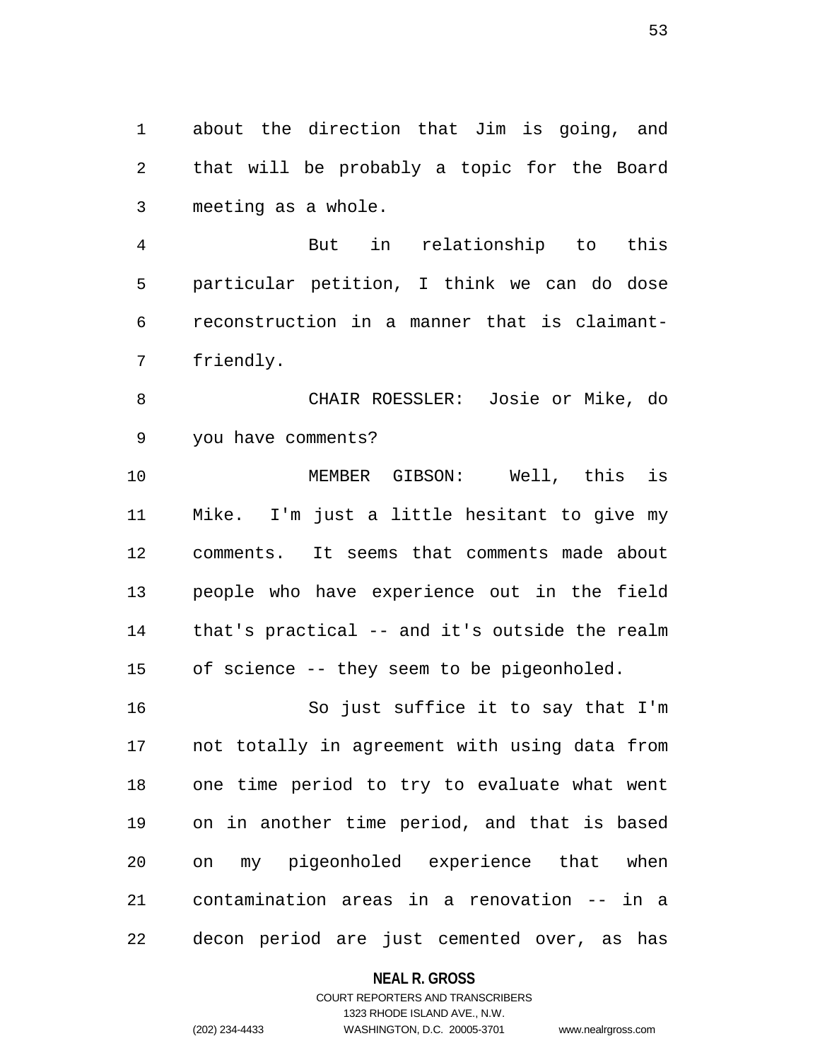about the direction that Jim is going, and that will be probably a topic for the Board meeting as a whole.

But in relationship to this particular petition, I think we can do dose reconstruction in a manner that is claimant-friendly.

CHAIR ROESSLER: Josie or Mike, do you have comments?

MEMBER GIBSON: Well, this is Mike. I'm just a little hesitant to give my comments. It seems that comments made about people who have experience out in the field that's practical -- and it's outside the realm of science -- they seem to be pigeonholed.

So just suffice it to say that I'm not totally in agreement with using data from one time period to try to evaluate what went on in another time period, and that is based on my pigeonholed experience that when contamination areas in a renovation -- in a decon period are just cemented over, as has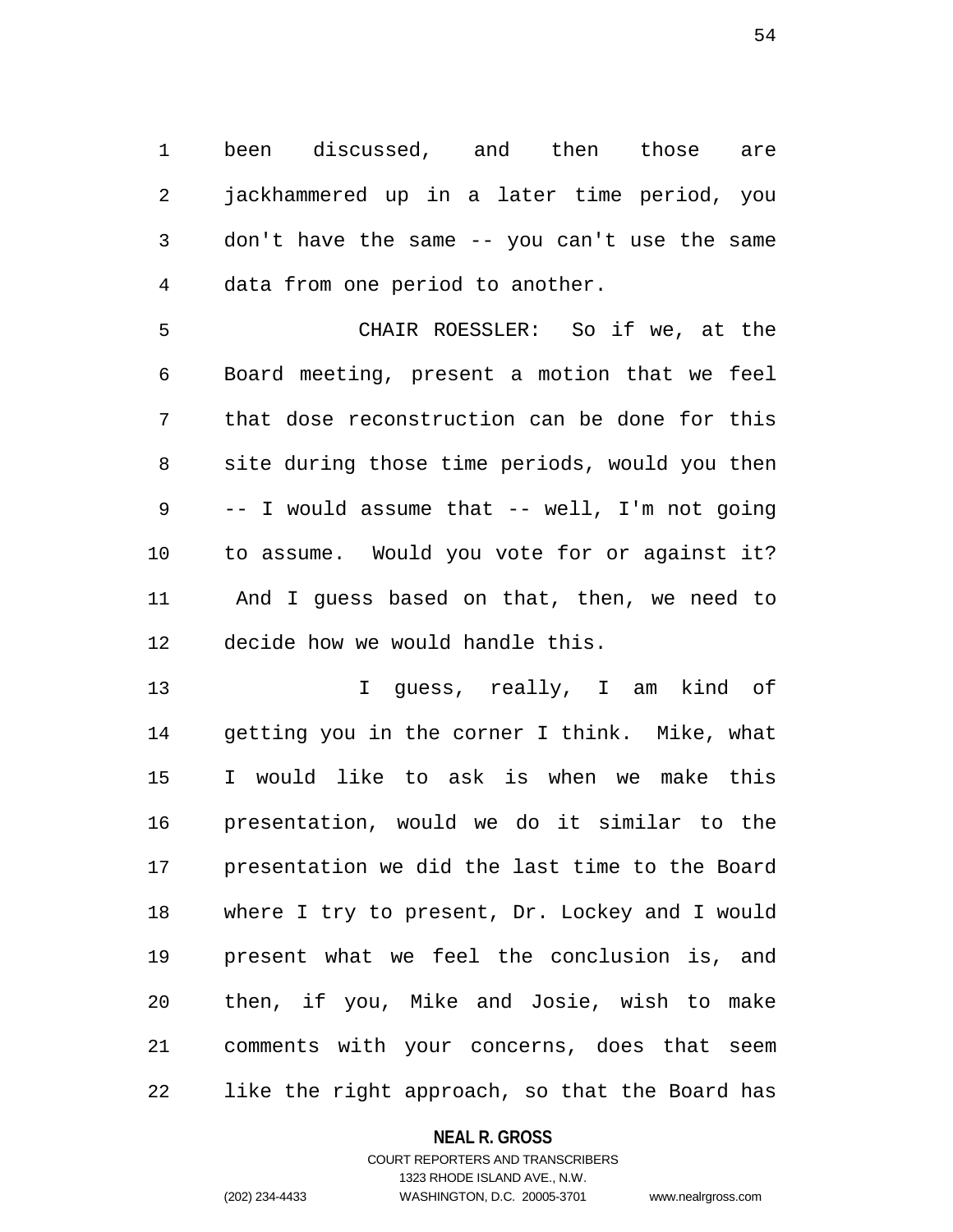been discussed, and then those are jackhammered up in a later time period, you don't have the same -- you can't use the same data from one period to another.

CHAIR ROESSLER: So if we, at the Board meeting, present a motion that we feel that dose reconstruction can be done for this site during those time periods, would you then -- I would assume that -- well, I'm not going to assume. Would you vote for or against it? And I guess based on that, then, we need to decide how we would handle this.

I guess, really, I am kind of getting you in the corner I think. Mike, what I would like to ask is when we make this presentation, would we do it similar to the presentation we did the last time to the Board where I try to present, Dr. Lockey and I would present what we feel the conclusion is, and then, if you, Mike and Josie, wish to make comments with your concerns, does that seem like the right approach, so that the Board has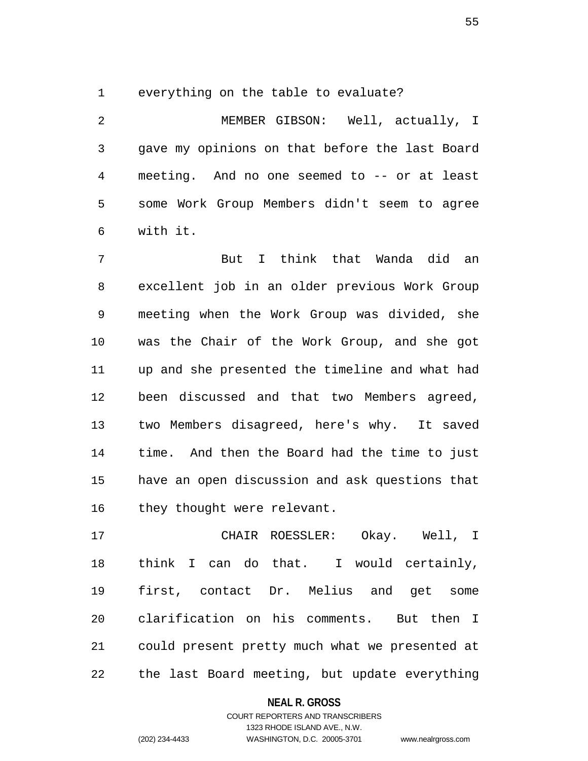everything on the table to evaluate?

MEMBER GIBSON: Well, actually, I gave my opinions on that before the last Board meeting. And no one seemed to -- or at least some Work Group Members didn't seem to agree with it.

But I think that Wanda did an excellent job in an older previous Work Group meeting when the Work Group was divided, she was the Chair of the Work Group, and she got up and she presented the timeline and what had been discussed and that two Members agreed, two Members disagreed, here's why. It saved time. And then the Board had the time to just have an open discussion and ask questions that they thought were relevant.

CHAIR ROESSLER: Okay. Well, I think I can do that. I would certainly, first, contact Dr. Melius and get some clarification on his comments. But then I could present pretty much what we presented at the last Board meeting, but update everything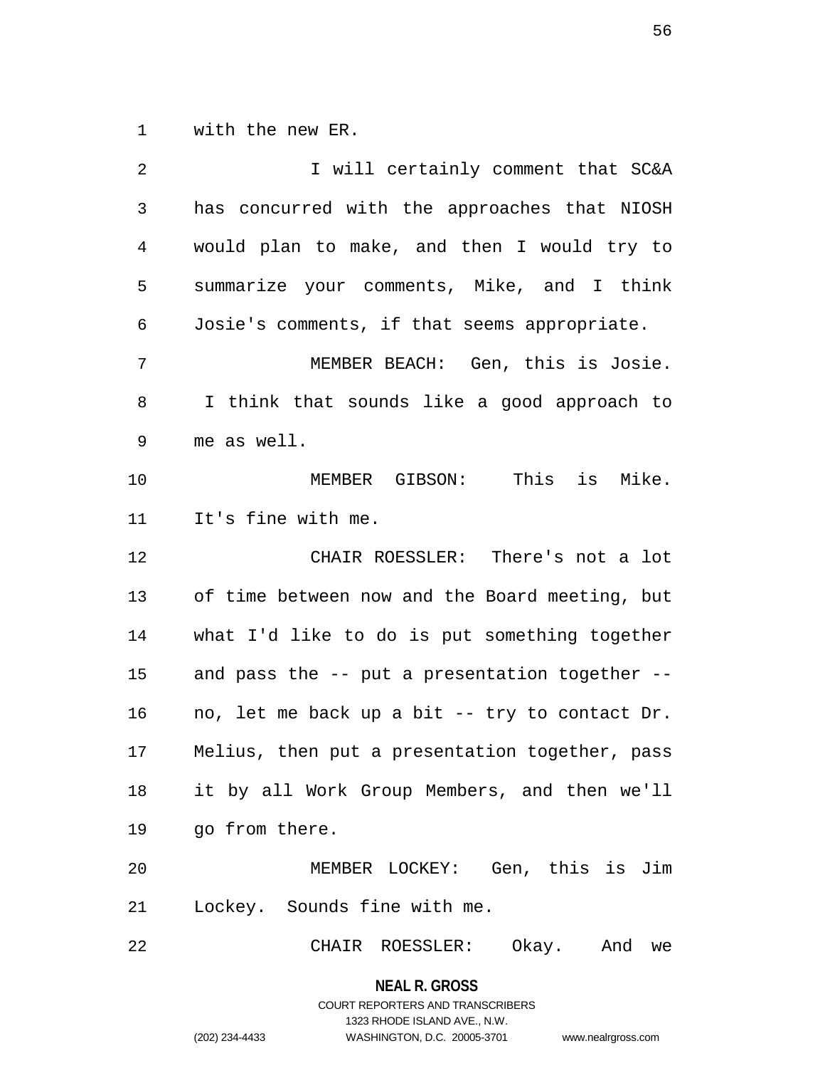with the new ER.

I will certainly comment that SC&A has concurred with the approaches that NIOSH would plan to make, and then I would try to summarize your comments, Mike, and I think Josie's comments, if that seems appropriate.

MEMBER BEACH: Gen, this is Josie. I think that sounds like a good approach to me as well.

MEMBER GIBSON: This is Mike. It's fine with me.

CHAIR ROESSLER: There's not a lot of time between now and the Board meeting, but what I'd like to do is put something together and pass the -- put a presentation together -- no, let me back up a bit -- try to contact Dr. Melius, then put a presentation together, pass it by all Work Group Members, and then we'll go from there.

MEMBER LOCKEY: Gen, this is Jim Lockey. Sounds fine with me.

CHAIR ROESSLER: Okay. And we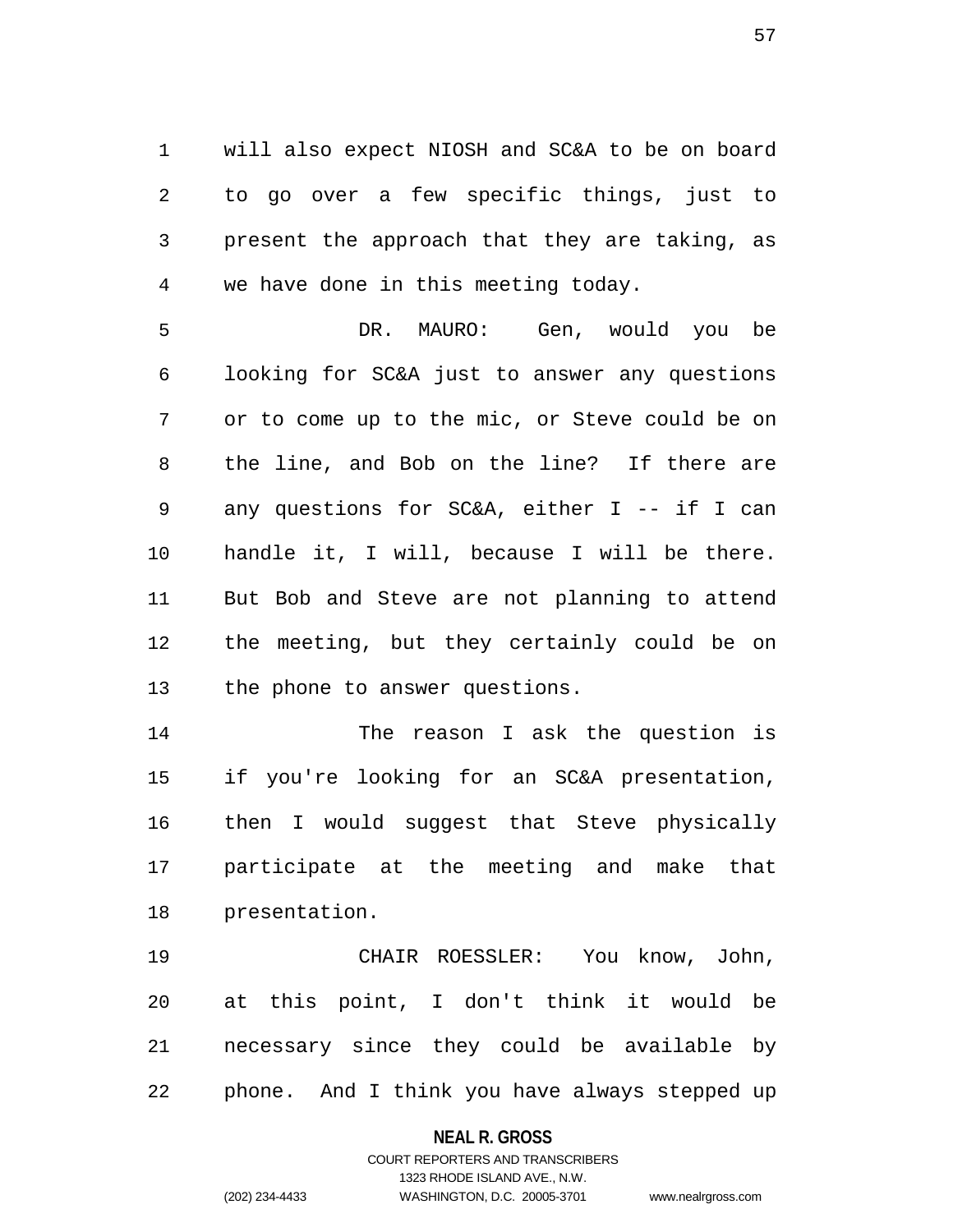will also expect NIOSH and SC&A to be on board to go over a few specific things, just to present the approach that they are taking, as we have done in this meeting today.

DR. MAURO: Gen, would you be looking for SC&A just to answer any questions or to come up to the mic, or Steve could be on the line, and Bob on the line? If there are any questions for SC&A, either I -- if I can handle it, I will, because I will be there. But Bob and Steve are not planning to attend the meeting, but they certainly could be on the phone to answer questions.

The reason I ask the question is if you're looking for an SC&A presentation, then I would suggest that Steve physically participate at the meeting and make that presentation.

CHAIR ROESSLER: You know, John, at this point, I don't think it would be necessary since they could be available by phone. And I think you have always stepped up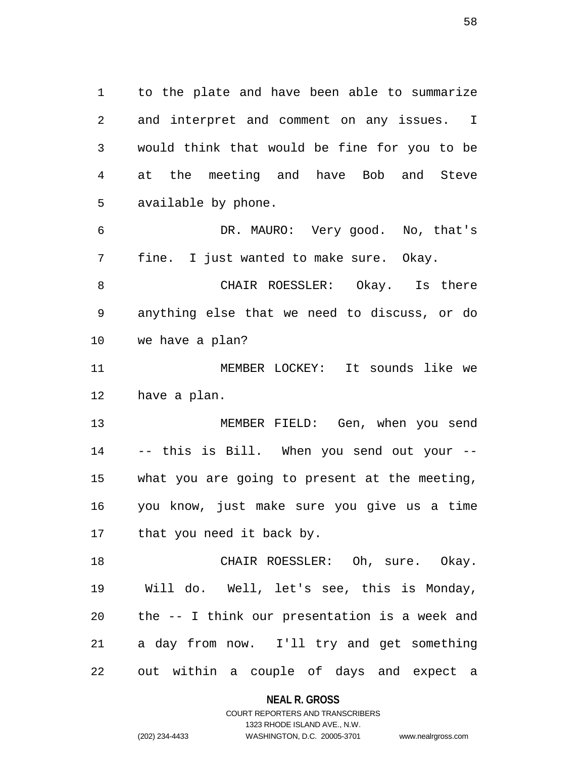to the plate and have been able to summarize and interpret and comment on any issues. I would think that would be fine for you to be at the meeting and have Bob and Steve available by phone.

DR. MAURO: Very good. No, that's fine. I just wanted to make sure. Okay.

CHAIR ROESSLER: Okay. Is there anything else that we need to discuss, or do we have a plan?

MEMBER LOCKEY: It sounds like we have a plan.

MEMBER FIELD: Gen, when you send -- this is Bill. When you send out your -- what you are going to present at the meeting, you know, just make sure you give us a time that you need it back by.

CHAIR ROESSLER: Oh, sure. Okay. Will do. Well, let's see, this is Monday, the -- I think our presentation is a week and a day from now. I'll try and get something out within a couple of days and expect a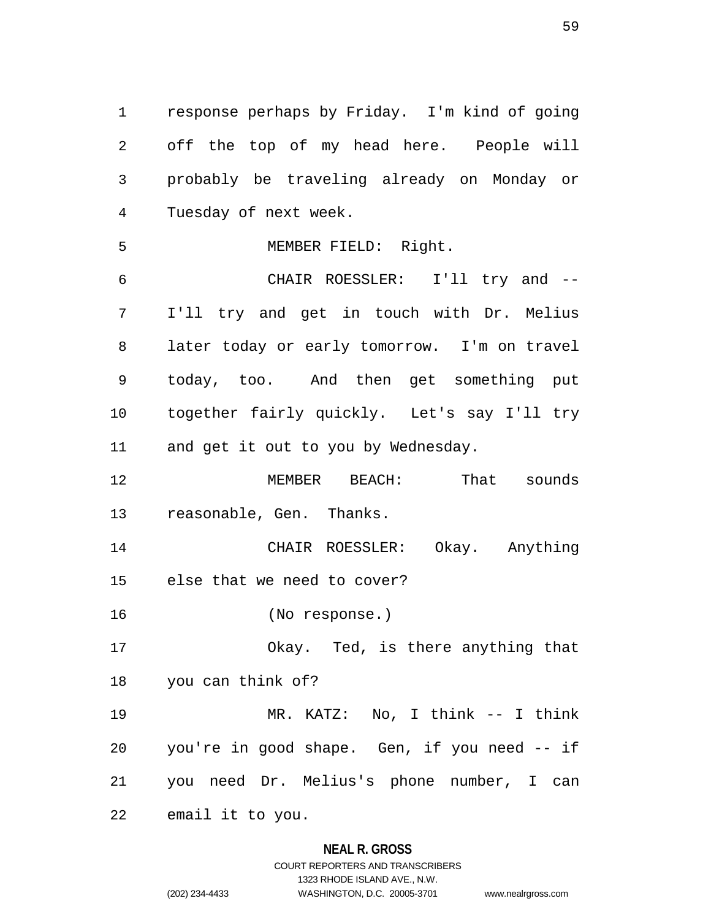response perhaps by Friday. I'm kind of going off the top of my head here. People will probably be traveling already on Monday or Tuesday of next week.

MEMBER FIELD: Right.

CHAIR ROESSLER: I'll try and -- I'll try and get in touch with Dr. Melius later today or early tomorrow. I'm on travel today, too. And then get something put together fairly quickly. Let's say I'll try and get it out to you by Wednesday.

MEMBER BEACH: That sounds reasonable, Gen. Thanks.

CHAIR ROESSLER: Okay. Anything else that we need to cover?

(No response.)

Okay. Ted, is there anything that you can think of?

MR. KATZ: No, I think -- I think you're in good shape. Gen, if you need -- if you need Dr. Melius's phone number, I can email it to you.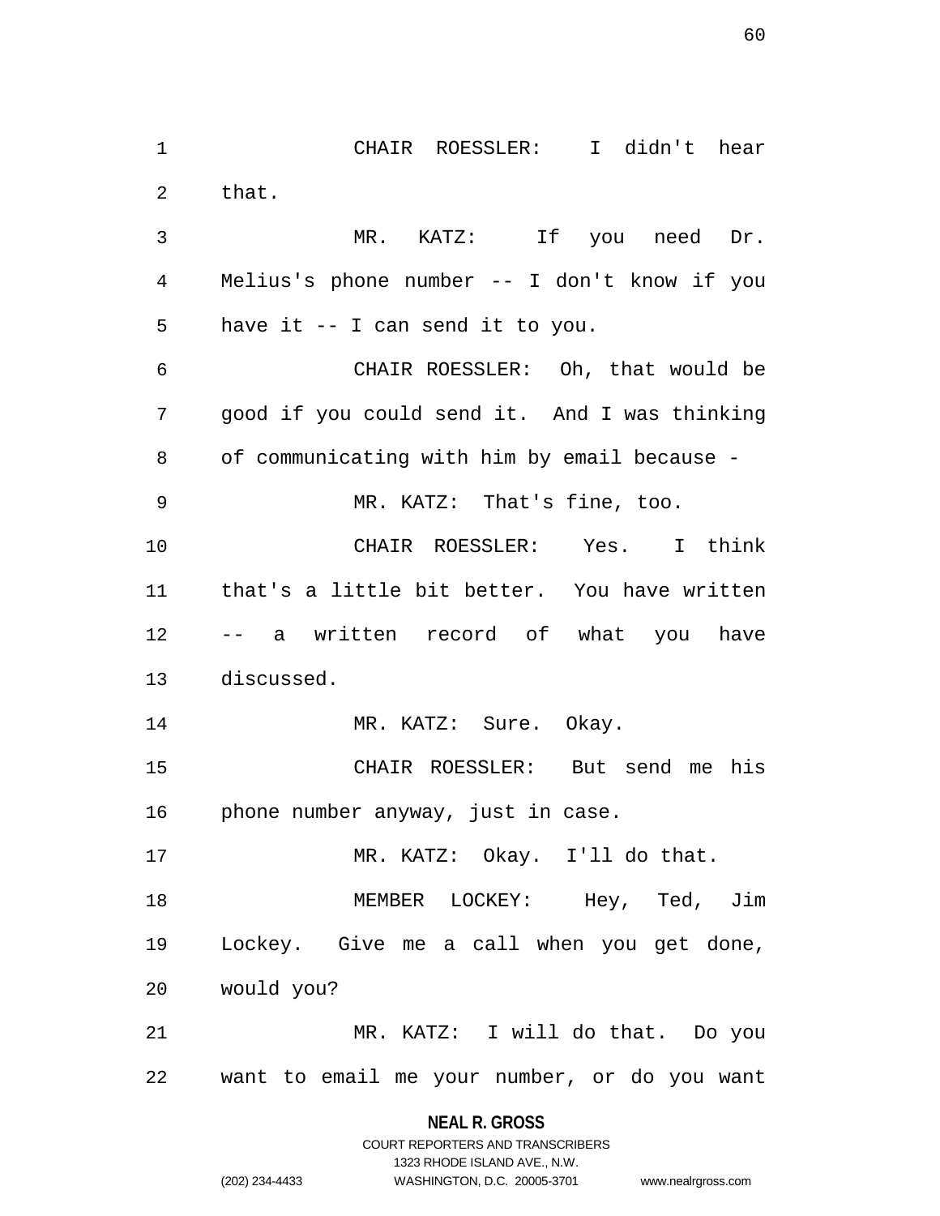CHAIR ROESSLER: I didn't hear that.

MR. KATZ: If you need Dr. Melius's phone number -- I don't know if you have it -- I can send it to you.

CHAIR ROESSLER: Oh, that would be good if you could send it. And I was thinking of communicating with him by email because -

MR. KATZ: That's fine, too.

CHAIR ROESSLER: Yes. I think that's a little bit better. You have written -- a written record of what you have discussed.

MR. KATZ: Sure. Okay.

CHAIR ROESSLER: But send me his phone number anyway, just in case.

MR. KATZ: Okay. I'll do that.

MEMBER LOCKEY: Hey, Ted, Jim Lockey. Give me a call when you get done, would you?

MR. KATZ: I will do that. Do you want to email me your number, or do you want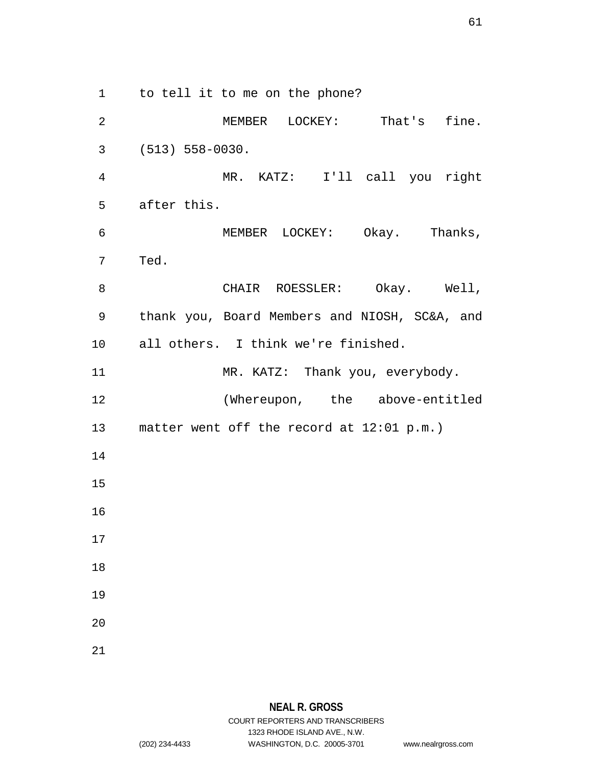to tell it to me on the phone?

MEMBER LOCKEY: That's fine. (513) 558-0030.

MR. KATZ: I'll call you right after this.

MEMBER LOCKEY: Okay. Thanks, Ted.

CHAIR ROESSLER: Okay. Well, thank you, Board Members and NIOSH, SC&A, and all others. I think we're finished.

MR. KATZ: Thank you, everybody.

(Whereupon, the above-entitled matter went off the record at 12:01 p.m.)